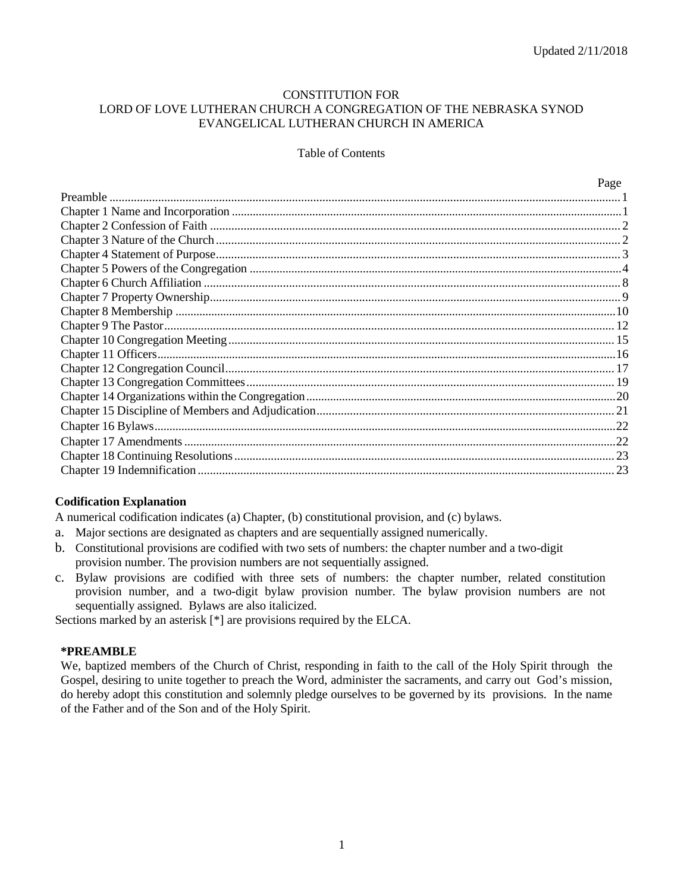Updated 2/11/2018

# CONSTITUTION FOR LORD OF LOVE LUTHERAN CHURCH A CONGREGATION OF THE NEBRASKA SYNOD EVANGELICAL LUTHERAN CHURCH IN AMERICA

## Table of Contents

| | Page |
|---|---|
| Preamble | 1 |
| Chapter 1 Name and Incorporation | 1 |
| Chapter 2 Confession of Faith | 2 |
| Chapter 3 Nature of the Church | 2 |
| Chapter 4 Statement of Purpose | 3 |
| Chapter 5 Powers of the Congregation | 4 |
| Chapter 6 Church Affiliation | 8 |
| Chapter 7 Property Ownership | 9 |
| Chapter 8 Membership | 10 |
| Chapter 9 The Pastor | 12 |
| Chapter 10 Congregation Meeting | 15 |
| Chapter 11 Officers | 16 |
| Chapter 12 Congregation Council | 17 |
| Chapter 13 Congregation Committees | 19 |
| Chapter 14 Organizations within the Congregation | 20 |
| Chapter 15 Discipline of Members and Adjudication | 21 |
| Chapter 16 Bylaws | 22 |
| Chapter 17 Amendments | 22 |
| Chapter 18 Continuing Resolutions | 23 |
| Chapter 19 Indemnification | 23 |

### Codification Explanation

A numerical codification indicates (a) Chapter, (b) constitutional provision, and (c) bylaws.

a. Major sections are designated as chapters and are sequentially assigned numerically.
b. Constitutional provisions are codified with two sets of numbers: the chapter number and a two-digit provision number. The provision numbers are not sequentially assigned.
c. Bylaw provisions are codified with three sets of numbers: the chapter number, related constitution provision number, and a two-digit bylaw provision number. The bylaw provision numbers are not sequentially assigned. Bylaws are also italicized.

Sections marked by an asterisk [*] are provisions required by the ELCA.

### *PREAMBLE

We, baptized members of the Church of Christ, responding in faith to the call of the Holy Spirit through the Gospel, desiring to unite together to preach the Word, administer the sacraments, and carry out God's mission, do hereby adopt this constitution and solemnly pledge ourselves to be governed by its provisions. In the name of the Father and of the Son and of the Holy Spirit.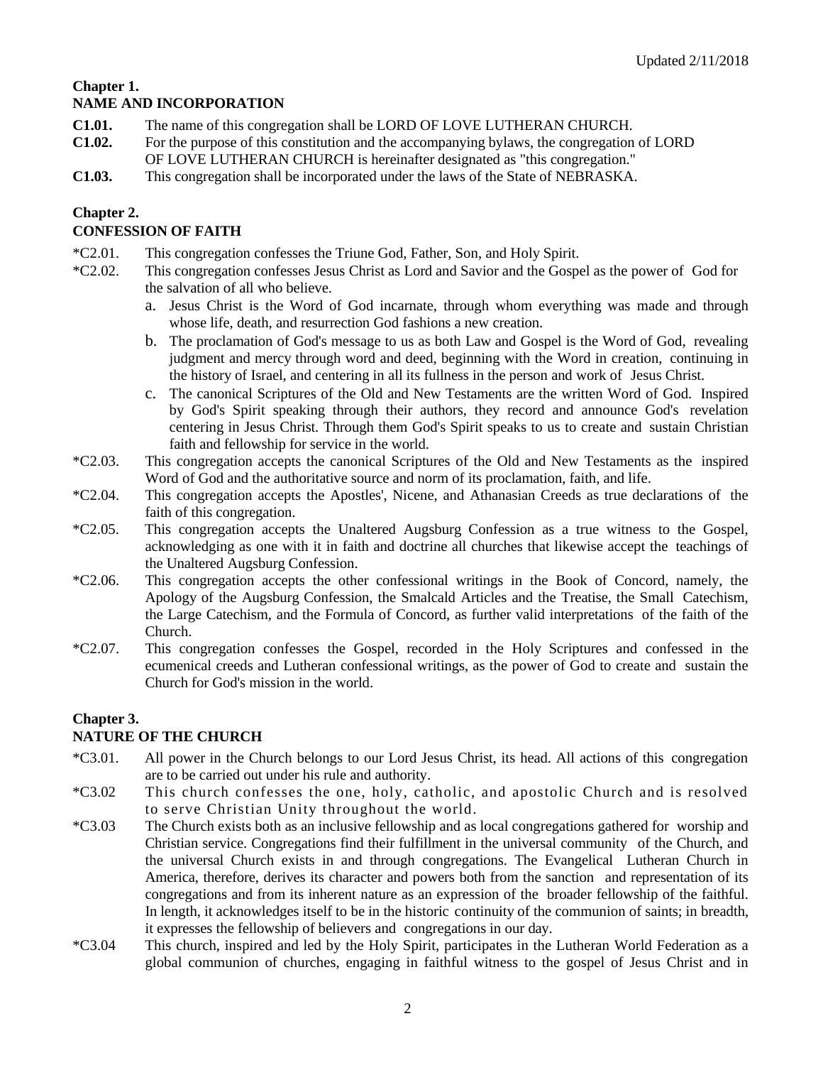Updated 2/11/2018

**Chapter 1.**
**NAME AND INCORPORATION**

**C1.01.** The name of this congregation shall be LORD OF LOVE LUTHERAN CHURCH.

**C1.02.** For the purpose of this constitution and the accompanying bylaws, the congregation of LORD OF LOVE LUTHERAN CHURCH is hereinafter designated as "this congregation."

**C1.03.** This congregation shall be incorporated under the laws of the State of NEBRASKA.

**Chapter 2.**
**CONFESSION OF FAITH**

*C2.01. This congregation confesses the Triune God, Father, Son, and Holy Spirit.

*C2.02. This congregation confesses Jesus Christ as Lord and Savior and the Gospel as the power of God for the salvation of all who believe.

a. Jesus Christ is the Word of God incarnate, through whom everything was made and through whose life, death, and resurrection God fashions a new creation.

b. The proclamation of God's message to us as both Law and Gospel is the Word of God, revealing judgment and mercy through word and deed, beginning with the Word in creation, continuing in the history of Israel, and centering in all its fullness in the person and work of Jesus Christ.

c. The canonical Scriptures of the Old and New Testaments are the written Word of God. Inspired by God's Spirit speaking through their authors, they record and announce God's revelation centering in Jesus Christ. Through them God's Spirit speaks to us to create and sustain Christian faith and fellowship for service in the world.

*C2.03. This congregation accepts the canonical Scriptures of the Old and New Testaments as the inspired Word of God and the authoritative source and norm of its proclamation, faith, and life.

*C2.04. This congregation accepts the Apostles', Nicene, and Athanasian Creeds as true declarations of the faith of this congregation.

*C2.05. This congregation accepts the Unaltered Augsburg Confession as a true witness to the Gospel, acknowledging as one with it in faith and doctrine all churches that likewise accept the teachings of the Unaltered Augsburg Confession.

*C2.06. This congregation accepts the other confessional writings in the Book of Concord, namely, the Apology of the Augsburg Confession, the Smalcald Articles and the Treatise, the Small Catechism, the Large Catechism, and the Formula of Concord, as further valid interpretations of the faith of the Church.

*C2.07. This congregation confesses the Gospel, recorded in the Holy Scriptures and confessed in the ecumenical creeds and Lutheran confessional writings, as the power of God to create and sustain the Church for God's mission in the world.

**Chapter 3.**
**NATURE OF THE CHURCH**

*C3.01. All power in the Church belongs to our Lord Jesus Christ, its head. All actions of this congregation are to be carried out under his rule and authority.

*C3.02 This church confesses the one, holy, catholic, and apostolic Church and is resolved to serve Christian Unity throughout the world.

*C3.03 The Church exists both as an inclusive fellowship and as local congregations gathered for worship and Christian service. Congregations find their fulfillment in the universal community of the Church, and the universal Church exists in and through congregations. The Evangelical Lutheran Church in America, therefore, derives its character and powers both from the sanction and representation of its congregations and from its inherent nature as an expression of the broader fellowship of the faithful. In length, it acknowledges itself to be in the historic continuity of the communion of saints; in breadth, it expresses the fellowship of believers and congregations in our day.

*C3.04 This church, inspired and led by the Holy Spirit, participates in the Lutheran World Federation as a global communion of churches, engaging in faithful witness to the gospel of Jesus Christ and in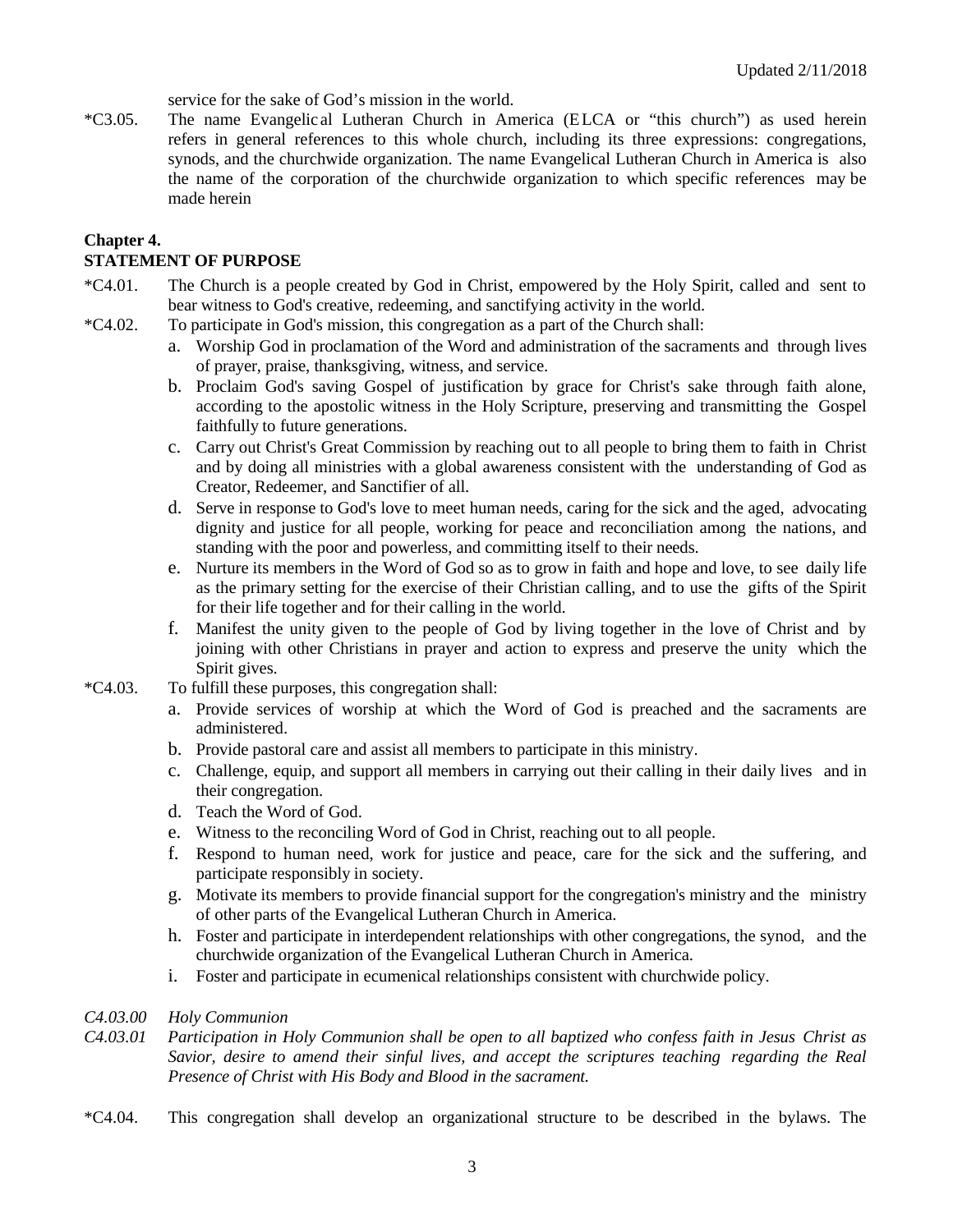service for the sake of God's mission in the world.

*C3.05. The name Evangelical Lutheran Church in America (ELCA or "this church") as used herein refers in general references to this whole church, including its three expressions: congregations, synods, and the churchwide organization. The name Evangelical Lutheran Church in America is also the name of the corporation of the churchwide organization to which specific references may be made herein

**Chapter 4.**
**STATEMENT OF PURPOSE**

*C4.01. The Church is a people created by God in Christ, empowered by the Holy Spirit, called and sent to bear witness to God's creative, redeeming, and sanctifying activity in the world.

*C4.02. To participate in God's mission, this congregation as a part of the Church shall:

a. Worship God in proclamation of the Word and administration of the sacraments and through lives of prayer, praise, thanksgiving, witness, and service.
b. Proclaim God's saving Gospel of justification by grace for Christ's sake through faith alone, according to the apostolic witness in the Holy Scripture, preserving and transmitting the Gospel faithfully to future generations.
c. Carry out Christ's Great Commission by reaching out to all people to bring them to faith in Christ and by doing all ministries with a global awareness consistent with the understanding of God as Creator, Redeemer, and Sanctifier of all.
d. Serve in response to God's love to meet human needs, caring for the sick and the aged, advocating dignity and justice for all people, working for peace and reconciliation among the nations, and standing with the poor and powerless, and committing itself to their needs.
e. Nurture its members in the Word of God so as to grow in faith and hope and love, to see daily life as the primary setting for the exercise of their Christian calling, and to use the gifts of the Spirit for their life together and for their calling in the world.
f. Manifest the unity given to the people of God by living together in the love of Christ and by joining with other Christians in prayer and action to express and preserve the unity which the Spirit gives.

*C4.03. To fulfill these purposes, this congregation shall:

a. Provide services of worship at which the Word of God is preached and the sacraments are administered.
b. Provide pastoral care and assist all members to participate in this ministry.
c. Challenge, equip, and support all members in carrying out their calling in their daily lives and in their congregation.
d. Teach the Word of God.
e. Witness to the reconciling Word of God in Christ, reaching out to all people.
f. Respond to human need, work for justice and peace, care for the sick and the suffering, and participate responsibly in society.
g. Motivate its members to provide financial support for the congregation's ministry and the ministry of other parts of the Evangelical Lutheran Church in America.
h. Foster and participate in interdependent relationships with other congregations, the synod, and the churchwide organization of the Evangelical Lutheran Church in America.
i. Foster and participate in ecumenical relationships consistent with churchwide policy.

*C4.03.00 Holy Communion*

*C4.03.01 Participation in Holy Communion shall be open to all baptized who confess faith in Jesus Christ as Savior, desire to amend their sinful lives, and accept the scriptures teaching regarding the Real Presence of Christ with His Body and Blood in the sacrament.*

*C4.04. This congregation shall develop an organizational structure to be described in the bylaws. The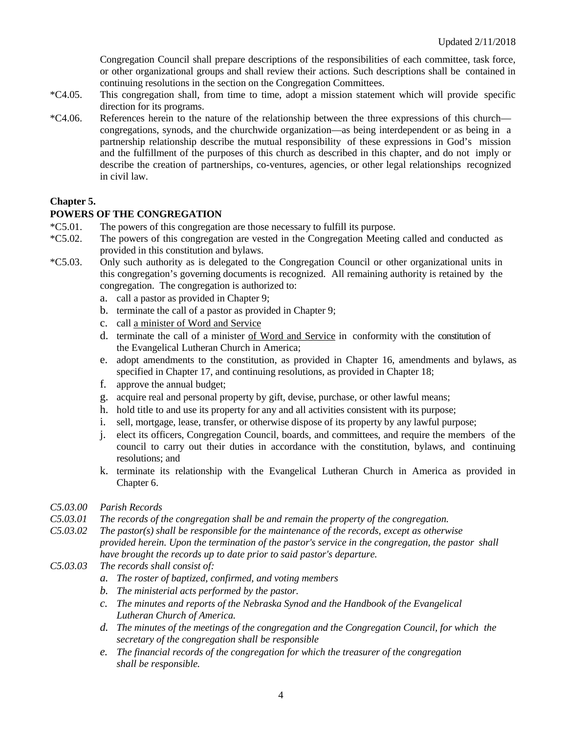Congregation Council shall prepare descriptions of the responsibilities of each committee, task force, or other organizational groups and shall review their actions. Such descriptions shall be contained in continuing resolutions in the section on the Congregation Committees.

*C4.05. This congregation shall, from time to time, adopt a mission statement which will provide specific direction for its programs.

*C4.06. References herein to the nature of the relationship between the three expressions of this church—congregations, synods, and the churchwide organization—as being interdependent or as being in a partnership relationship describe the mutual responsibility of these expressions in God's mission and the fulfillment of the purposes of this church as described in this chapter, and do not imply or describe the creation of partnerships, co-ventures, agencies, or other legal relationships recognized in civil law.

**Chapter 5.**

**POWERS OF THE CONGREGATION**

*C5.01. The powers of this congregation are those necessary to fulfill its purpose.

*C5.02. The powers of this congregation are vested in the Congregation Meeting called and conducted as provided in this constitution and bylaws.

*C5.03. Only such authority as is delegated to the Congregation Council or other organizational units in this congregation's governing documents is recognized. All remaining authority is retained by the congregation. The congregation is authorized to:

a. call a pastor as provided in Chapter 9;
b. terminate the call of a pastor as provided in Chapter 9;
c. call <u>a minister of Word and Service</u>
d. terminate the call of a minister <u>of Word and Service</u> in conformity with the constitution of the Evangelical Lutheran Church in America;
e. adopt amendments to the constitution, as provided in Chapter 16, amendments and bylaws, as specified in Chapter 17, and continuing resolutions, as provided in Chapter 18;
f. approve the annual budget;
g. acquire real and personal property by gift, devise, purchase, or other lawful means;
h. hold title to and use its property for any and all activities consistent with its purpose;
i. sell, mortgage, lease, transfer, or otherwise dispose of its property by any lawful purpose;
j. elect its officers, Congregation Council, boards, and committees, and require the members of the council to carry out their duties in accordance with the constitution, bylaws, and continuing resolutions; and
k. terminate its relationship with the Evangelical Lutheran Church in America as provided in Chapter 6.

*C5.03.00 Parish Records*

*C5.03.01 The records of the congregation shall be and remain the property of the congregation.*

*C5.03.02 The pastor(s) shall be responsible for the maintenance of the records, except as otherwise provided herein. Upon the termination of the pastor's service in the congregation, the pastor shall have brought the records up to date prior to said pastor's departure.*

*C5.03.03 The records shall consist of:*

*a. The roster of baptized, confirmed, and voting members*
*b. The ministerial acts performed by the pastor.*
*c. The minutes and reports of the Nebraska Synod and the Handbook of the Evangelical Lutheran Church of America.*
*d. The minutes of the meetings of the congregation and the Congregation Council, for which the secretary of the congregation shall be responsible*
*e. The financial records of the congregation for which the treasurer of the congregation shall be responsible.*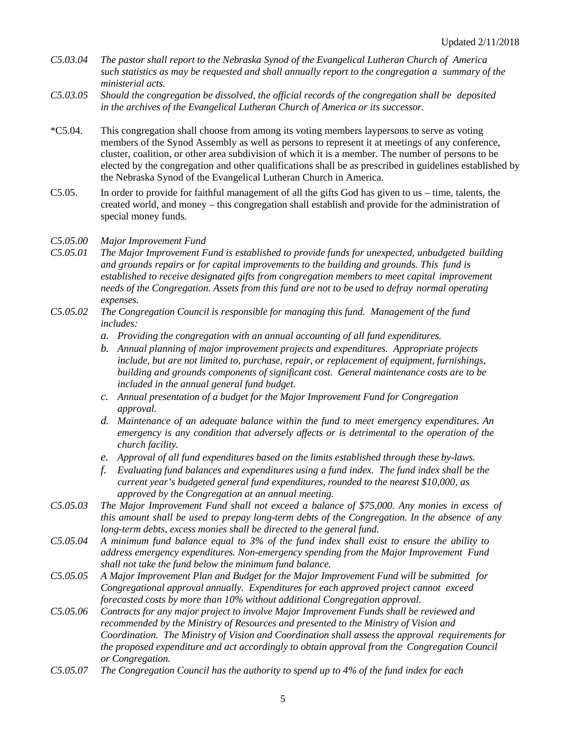*C5.03.04 The pastor shall report to the Nebraska Synod of the Evangelical Lutheran Church of America such statistics as may be requested and shall annually report to the congregation a summary of the ministerial acts.*

*C5.03.05 Should the congregation be dissolved, the official records of the congregation shall be deposited in the archives of the Evangelical Lutheran Church of America or its successor.*

*C5.04. This congregation shall choose from among its voting members laypersons to serve as voting members of the Synod Assembly as well as persons to represent it at meetings of any conference, cluster, coalition, or other area subdivision of which it is a member. The number of persons to be elected by the congregation and other qualifications shall be as prescribed in guidelines established by the Nebraska Synod of the Evangelical Lutheran Church in America.

C5.05. In order to provide for faithful management of all the gifts God has given to us – time, talents, the created world, and money – this congregation shall establish and provide for the administration of special money funds.

*C5.05.00 Major Improvement Fund*

*C5.05.01 The Major Improvement Fund is established to provide funds for unexpected, unbudgeted building and grounds repairs or for capital improvements to the building and grounds. This fund is established to receive designated gifts from congregation members to meet capital improvement needs of the Congregation. Assets from this fund are not to be used to defray normal operating expenses.*

*C5.05.02 The Congregation Council is responsible for managing this fund. Management of the fund includes:*

*a. Providing the congregation with an annual accounting of all fund expenditures.*

*b. Annual planning of major improvement projects and expenditures. Appropriate projects include, but are not limited to, purchase, repair, or replacement of equipment, furnishings, building and grounds components of significant cost. General maintenance costs are to be included in the annual general fund budget.*

*c. Annual presentation of a budget for the Major Improvement Fund for Congregation approval.*

*d. Maintenance of an adequate balance within the fund to meet emergency expenditures. An emergency is any condition that adversely affects or is detrimental to the operation of the church facility.*

*e. Approval of all fund expenditures based on the limits established through these by-laws.*

*f. Evaluating fund balances and expenditures using a fund index. The fund index shall be the current year's budgeted general fund expenditures, rounded to the nearest $10,000, as approved by the Congregation at an annual meeting.*

*C5.05.03 The Major Improvement Fund shall not exceed a balance of $75,000. Any monies in excess of this amount shall be used to prepay long-term debts of the Congregation. In the absence of any long-term debts, excess monies shall be directed to the general fund.*

*C5.05.04 A minimum fund balance equal to 3% of the fund index shall exist to ensure the ability to address emergency expenditures. Non-emergency spending from the Major Improvement Fund shall not take the fund below the minimum fund balance.*

*C5.05.05 A Major Improvement Plan and Budget for the Major Improvement Fund will be submitted for Congregational approval annually. Expenditures for each approved project cannot exceed forecasted costs by more than 10% without additional Congregation approval.*

*C5.05.06 Contracts for any major project to involve Major Improvement Funds shall be reviewed and recommended by the Ministry of Resources and presented to the Ministry of Vision and Coordination. The Ministry of Vision and Coordination shall assess the approval requirements for the proposed expenditure and act accordingly to obtain approval from the Congregation Council or Congregation.*

*C5.05.07 The Congregation Council has the authority to spend up to 4% of the fund index for each*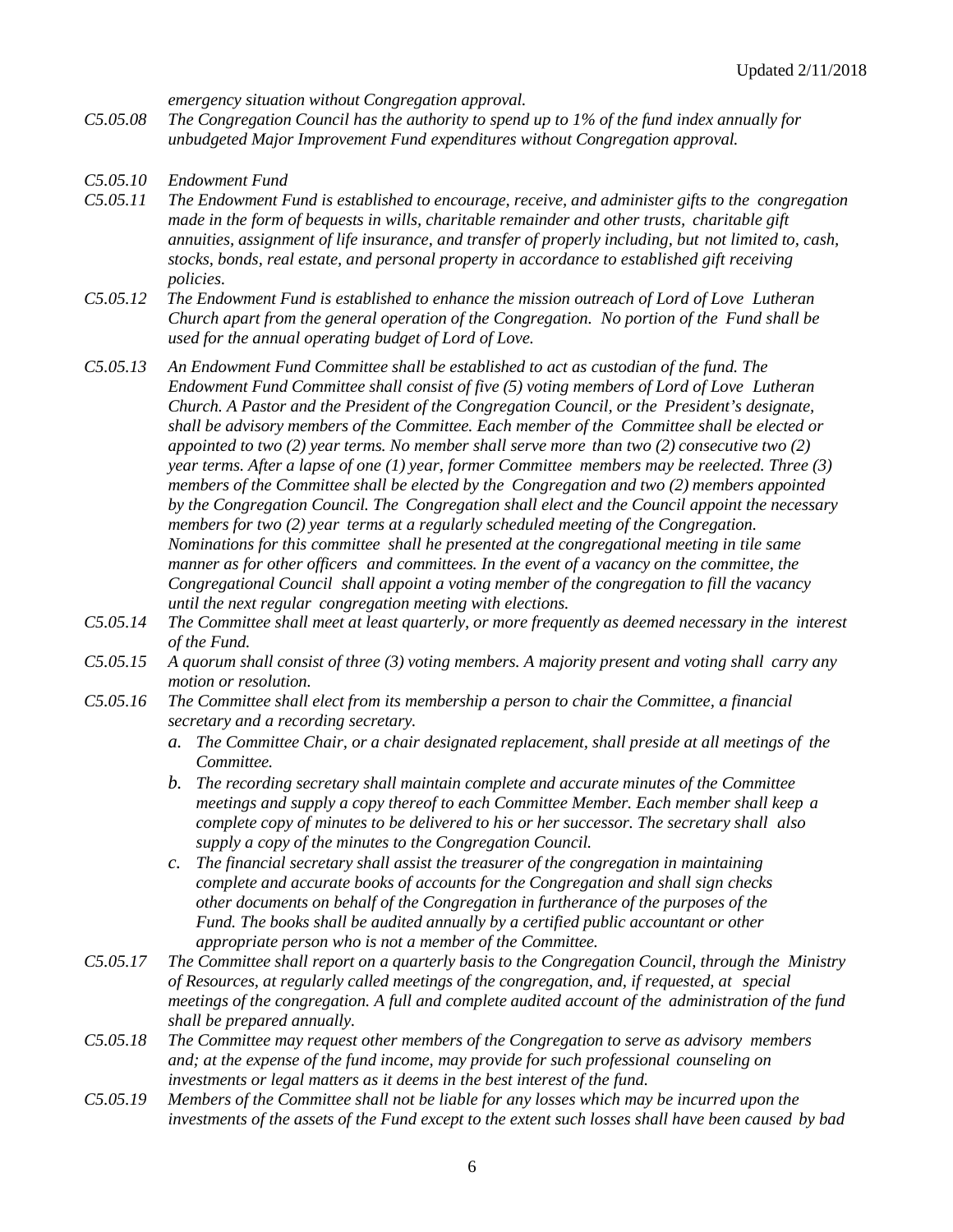*emergency situation without Congregation approval.*

*C5.05.08* *The Congregation Council has the authority to spend up to 1% of the fund index annually for unbudgeted Major Improvement Fund expenditures without Congregation approval.*

*C5.05.10* *Endowment Fund*

*C5.05.11* *The Endowment Fund is established to encourage, receive, and administer gifts to the congregation made in the form of bequests in wills, charitable remainder and other trusts, charitable gift annuities, assignment of life insurance, and transfer of properly including, but not limited to, cash, stocks, bonds, real estate, and personal property in accordance to established gift receiving policies.*

*C5.05.12* *The Endowment Fund is established to enhance the mission outreach of Lord of Love Lutheran Church apart from the general operation of the Congregation. No portion of the Fund shall be used for the annual operating budget of Lord of Love.*

*C5.05.13* *An Endowment Fund Committee shall be established to act as custodian of the fund. The Endowment Fund Committee shall consist of five (5) voting members of Lord of Love Lutheran Church. A Pastor and the President of the Congregation Council, or the President's designate, shall be advisory members of the Committee. Each member of the Committee shall be elected or appointed to two (2) year terms. No member shall serve more than two (2) consecutive two (2) year terms. After a lapse of one (1) year, former Committee members may be reelected. Three (3) members of the Committee shall be elected by the Congregation and two (2) members appointed by the Congregation Council. The Congregation shall elect and the Council appoint the necessary members for two (2) year terms at a regularly scheduled meeting of the Congregation. Nominations for this committee shall he presented at the congregational meeting in tile same manner as for other officers and committees. In the event of a vacancy on the committee, the Congregational Council shall appoint a voting member of the congregation to fill the vacancy until the next regular congregation meeting with elections.*

*C5.05.14* *The Committee shall meet at least quarterly, or more frequently as deemed necessary in the interest of the Fund.*

*C5.05.15* *A quorum shall consist of three (3) voting members. A majority present and voting shall carry any motion or resolution.*

*C5.05.16* *The Committee shall elect from its membership a person to chair the Committee, a financial secretary and a recording secretary.*

*a. The Committee Chair, or a chair designated replacement, shall preside at all meetings of the Committee.*

*b. The recording secretary shall maintain complete and accurate minutes of the Committee meetings and supply a copy thereof to each Committee Member. Each member shall keep a complete copy of minutes to be delivered to his or her successor. The secretary shall also supply a copy of the minutes to the Congregation Council.*

*c. The financial secretary shall assist the treasurer of the congregation in maintaining complete and accurate books of accounts for the Congregation and shall sign checks other documents on behalf of the Congregation in furtherance of the purposes of the Fund. The books shall be audited annually by a certified public accountant or other appropriate person who is not a member of the Committee.*

*C5.05.17* *The Committee shall report on a quarterly basis to the Congregation Council, through the Ministry of Resources, at regularly called meetings of the congregation, and, if requested, at special meetings of the congregation. A full and complete audited account of the administration of the fund shall be prepared annually.*

*C5.05.18* *The Committee may request other members of the Congregation to serve as advisory members and; at the expense of the fund income, may provide for such professional counseling on investments or legal matters as it deems in the best interest of the fund.*

*C5.05.19* *Members of the Committee shall not be liable for any losses which may be incurred upon the investments of the assets of the Fund except to the extent such losses shall have been caused by bad*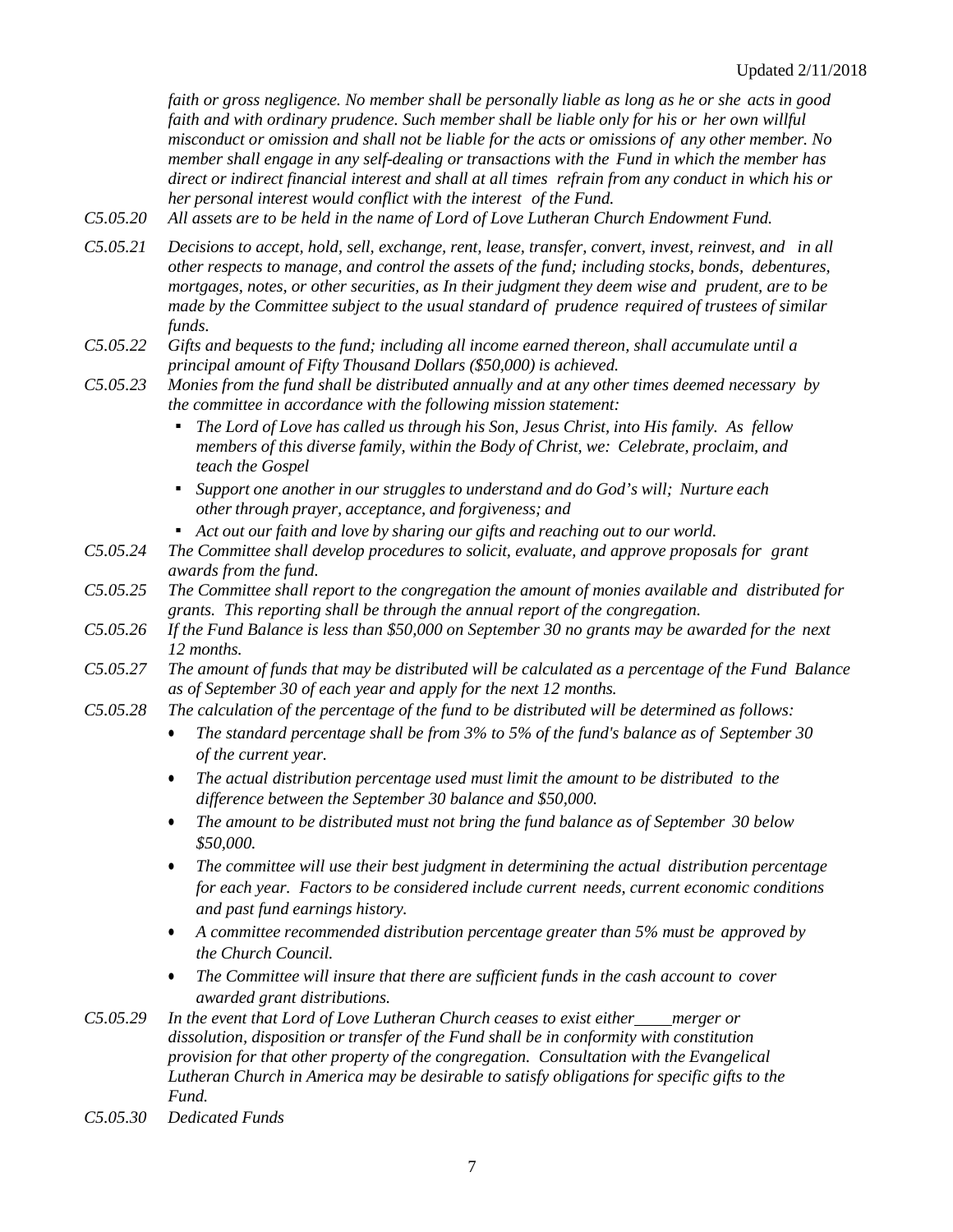*faith or gross negligence. No member shall be personally liable as long as he or she acts in good faith and with ordinary prudence. Such member shall be liable only for his or her own willful misconduct or omission and shall not be liable for the acts or omissions of any other member. No member shall engage in any self-dealing or transactions with the Fund in which the member has direct or indirect financial interest and shall at all times refrain from any conduct in which his or her personal interest would conflict with the interest of the Fund.*

*C5.05.20* *All assets are to be held in the name of Lord of Love Lutheran Church Endowment Fund.*

*C5.05.21* *Decisions to accept, hold, sell, exchange, rent, lease, transfer, convert, invest, reinvest, and in all other respects to manage, and control the assets of the fund; including stocks, bonds, debentures, mortgages, notes, or other securities, as In their judgment they deem wise and prudent, are to be made by the Committee subject to the usual standard of prudence required of trustees of similar funds.*

*C5.05.22* *Gifts and bequests to the fund; including all income earned thereon, shall accumulate until a principal amount of Fifty Thousand Dollars ($50,000) is achieved.*

*C5.05.23* *Monies from the fund shall be distributed annually and at any other times deemed necessary by the committee in accordance with the following mission statement:*

- *The Lord of Love has called us through his Son, Jesus Christ, into His family. As fellow members of this diverse family, within the Body of Christ, we: Celebrate, proclaim, and teach the Gospel*
- *Support one another in our struggles to understand and do God's will; Nurture each other through prayer, acceptance, and forgiveness; and*
- *Act out our faith and love by sharing our gifts and reaching out to our world.*

*C5.05.24* *The Committee shall develop procedures to solicit, evaluate, and approve proposals for grant awards from the fund.*

*C5.05.25* *The Committee shall report to the congregation the amount of monies available and distributed for grants. This reporting shall be through the annual report of the congregation.*

*C5.05.26* *If the Fund Balance is less than $50,000 on September 30 no grants may be awarded for the next 12 months.*

*C5.05.27* *The amount of funds that may be distributed will be calculated as a percentage of the Fund Balance as of September 30 of each year and apply for the next 12 months.*

*C5.05.28* *The calculation of the percentage of the fund to be distributed will be determined as follows:*

- *The standard percentage shall be from 3% to 5% of the fund's balance as of September 30 of the current year.*
- *The actual distribution percentage used must limit the amount to be distributed to the difference between the September 30 balance and $50,000.*
- *The amount to be distributed must not bring the fund balance as of September 30 below $50,000.*
- *The committee will use their best judgment in determining the actual distribution percentage for each year. Factors to be considered include current needs, current economic conditions and past fund earnings history.*
- *A committee recommended distribution percentage greater than 5% must be approved by the Church Council.*
- *The Committee will insure that there are sufficient funds in the cash account to cover awarded grant distributions.*

*C5.05.29* *In the event that Lord of Love Lutheran Church ceases to exist either____merger or dissolution, disposition or transfer of the Fund shall be in conformity with constitution provision for that other property of the congregation. Consultation with the Evangelical Lutheran Church in America may be desirable to satisfy obligations for specific gifts to the Fund.*

*C5.05.30* *Dedicated Funds*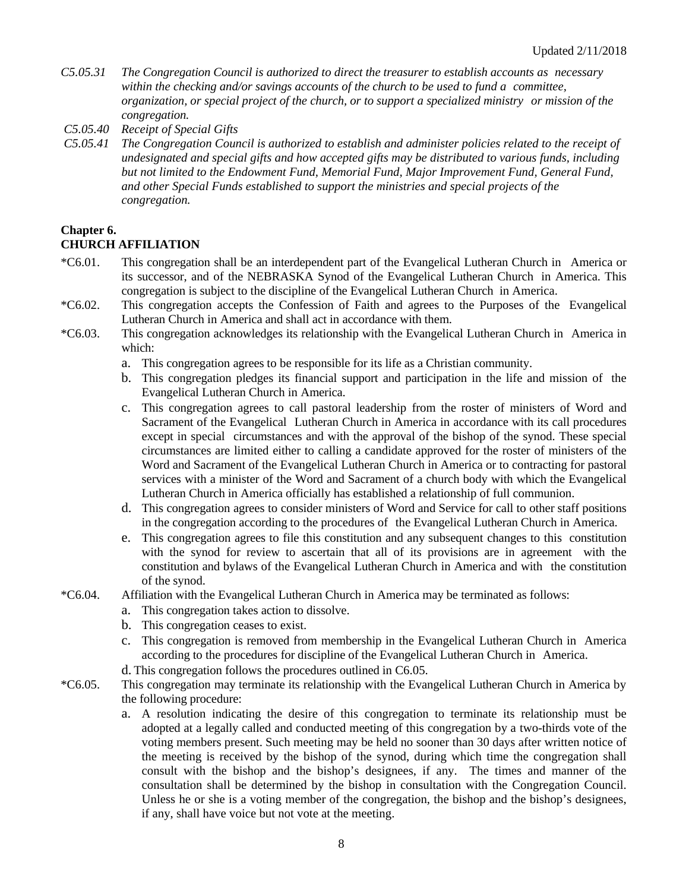*C5.05.31 The Congregation Council is authorized to direct the treasurer to establish accounts as necessary within the checking and/or savings accounts of the church to be used to fund a committee, organization, or special project of the church, or to support a specialized ministry or mission of the congregation.*

*C5.05.40 Receipt of Special Gifts*

*C5.05.41 The Congregation Council is authorized to establish and administer policies related to the receipt of undesignated and special gifts and how accepted gifts may be distributed to various funds, including but not limited to the Endowment Fund, Memorial Fund, Major Improvement Fund, General Fund, and other Special Funds established to support the ministries and special projects of the congregation.*

## Chapter 6.
## CHURCH AFFILIATION

*C6.01. This congregation shall be an interdependent part of the Evangelical Lutheran Church in America or its successor, and of the NEBRASKA Synod of the Evangelical Lutheran Church in America. This congregation is subject to the discipline of the Evangelical Lutheran Church in America.

*C6.02. This congregation accepts the Confession of Faith and agrees to the Purposes of the Evangelical Lutheran Church in America and shall act in accordance with them.

*C6.03. This congregation acknowledges its relationship with the Evangelical Lutheran Church in America in which:

a. This congregation agrees to be responsible for its life as a Christian community.
b. This congregation pledges its financial support and participation in the life and mission of the Evangelical Lutheran Church in America.
c. This congregation agrees to call pastoral leadership from the roster of ministers of Word and Sacrament of the Evangelical Lutheran Church in America in accordance with its call procedures except in special circumstances and with the approval of the bishop of the synod. These special circumstances are limited either to calling a candidate approved for the roster of ministers of the Word and Sacrament of the Evangelical Lutheran Church in America or to contracting for pastoral services with a minister of the Word and Sacrament of a church body with which the Evangelical Lutheran Church in America officially has established a relationship of full communion.
d. This congregation agrees to consider ministers of Word and Service for call to other staff positions in the congregation according to the procedures of the Evangelical Lutheran Church in America.
e. This congregation agrees to file this constitution and any subsequent changes to this constitution with the synod for review to ascertain that all of its provisions are in agreement with the constitution and bylaws of the Evangelical Lutheran Church in America and with the constitution of the synod.

*C6.04. Affiliation with the Evangelical Lutheran Church in America may be terminated as follows:

a. This congregation takes action to dissolve.
b. This congregation ceases to exist.
c. This congregation is removed from membership in the Evangelical Lutheran Church in America according to the procedures for discipline of the Evangelical Lutheran Church in America.
d. This congregation follows the procedures outlined in C6.05.

*C6.05. This congregation may terminate its relationship with the Evangelical Lutheran Church in America by the following procedure:

a. A resolution indicating the desire of this congregation to terminate its relationship must be adopted at a legally called and conducted meeting of this congregation by a two-thirds vote of the voting members present. Such meeting may be held no sooner than 30 days after written notice of the meeting is received by the bishop of the synod, during which time the congregation shall consult with the bishop and the bishop's designees, if any. The times and manner of the consultation shall be determined by the bishop in consultation with the Congregation Council. Unless he or she is a voting member of the congregation, the bishop and the bishop's designees, if any, shall have voice but not vote at the meeting.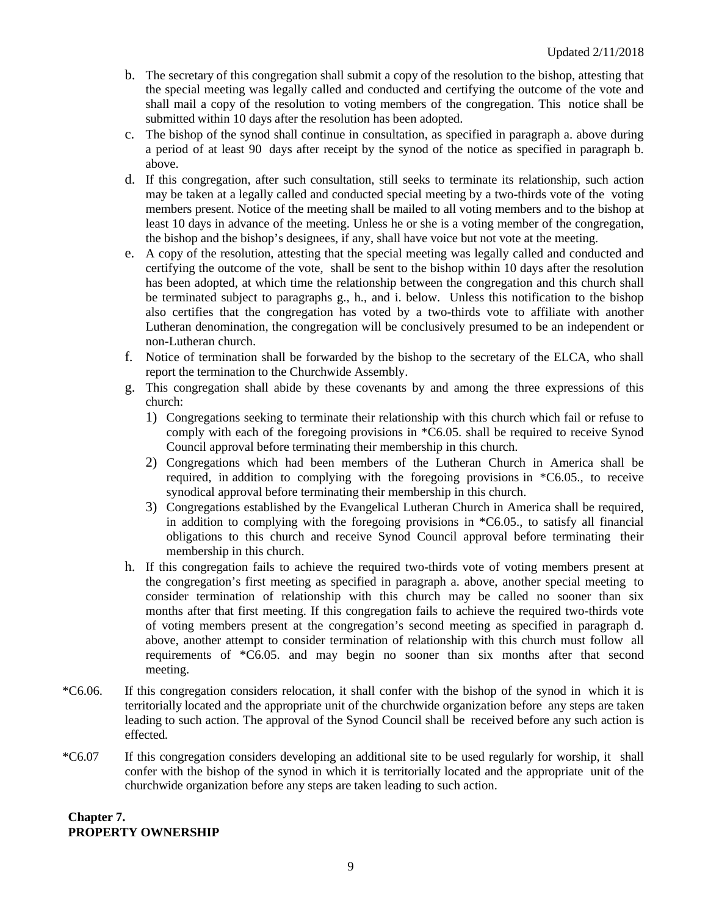b. The secretary of this congregation shall submit a copy of the resolution to the bishop, attesting that the special meeting was legally called and conducted and certifying the outcome of the vote and shall mail a copy of the resolution to voting members of the congregation. This notice shall be submitted within 10 days after the resolution has been adopted.

c. The bishop of the synod shall continue in consultation, as specified in paragraph a. above during a period of at least 90 days after receipt by the synod of the notice as specified in paragraph b. above.

d. If this congregation, after such consultation, still seeks to terminate its relationship, such action may be taken at a legally called and conducted special meeting by a two-thirds vote of the voting members present. Notice of the meeting shall be mailed to all voting members and to the bishop at least 10 days in advance of the meeting. Unless he or she is a voting member of the congregation, the bishop and the bishop's designees, if any, shall have voice but not vote at the meeting.

e. A copy of the resolution, attesting that the special meeting was legally called and conducted and certifying the outcome of the vote, shall be sent to the bishop within 10 days after the resolution has been adopted, at which time the relationship between the congregation and this church shall be terminated subject to paragraphs g., h., and i. below. Unless this notification to the bishop also certifies that the congregation has voted by a two-thirds vote to affiliate with another Lutheran denomination, the congregation will be conclusively presumed to be an independent or non-Lutheran church.

f. Notice of termination shall be forwarded by the bishop to the secretary of the ELCA, who shall report the termination to the Churchwide Assembly.

g. This congregation shall abide by these covenants by and among the three expressions of this church:
   1) Congregations seeking to terminate their relationship with this church which fail or refuse to comply with each of the foregoing provisions in *C6.05. shall be required to receive Synod Council approval before terminating their membership in this church.
   2) Congregations which had been members of the Lutheran Church in America shall be required, in addition to complying with the foregoing provisions in *C6.05., to receive synodical approval before terminating their membership in this church.
   3) Congregations established by the Evangelical Lutheran Church in America shall be required, in addition to complying with the foregoing provisions in *C6.05., to satisfy all financial obligations to this church and receive Synod Council approval before terminating their membership in this church.

h. If this congregation fails to achieve the required two-thirds vote of voting members present at the congregation's first meeting as specified in paragraph a. above, another special meeting to consider termination of relationship with this church may be called no sooner than six months after that first meeting. If this congregation fails to achieve the required two-thirds vote of voting members present at the congregation's second meeting as specified in paragraph d. above, another attempt to consider termination of relationship with this church must follow all requirements of *C6.05. and may begin no sooner than six months after that second meeting.

*C6.06. If this congregation considers relocation, it shall confer with the bishop of the synod in which it is territorially located and the appropriate unit of the churchwide organization before any steps are taken leading to such action. The approval of the Synod Council shall be received before any such action is effected.

*C6.07 If this congregation considers developing an additional site to be used regularly for worship, it shall confer with the bishop of the synod in which it is territorially located and the appropriate unit of the churchwide organization before any steps are taken leading to such action.

## Chapter 7.
## PROPERTY OWNERSHIP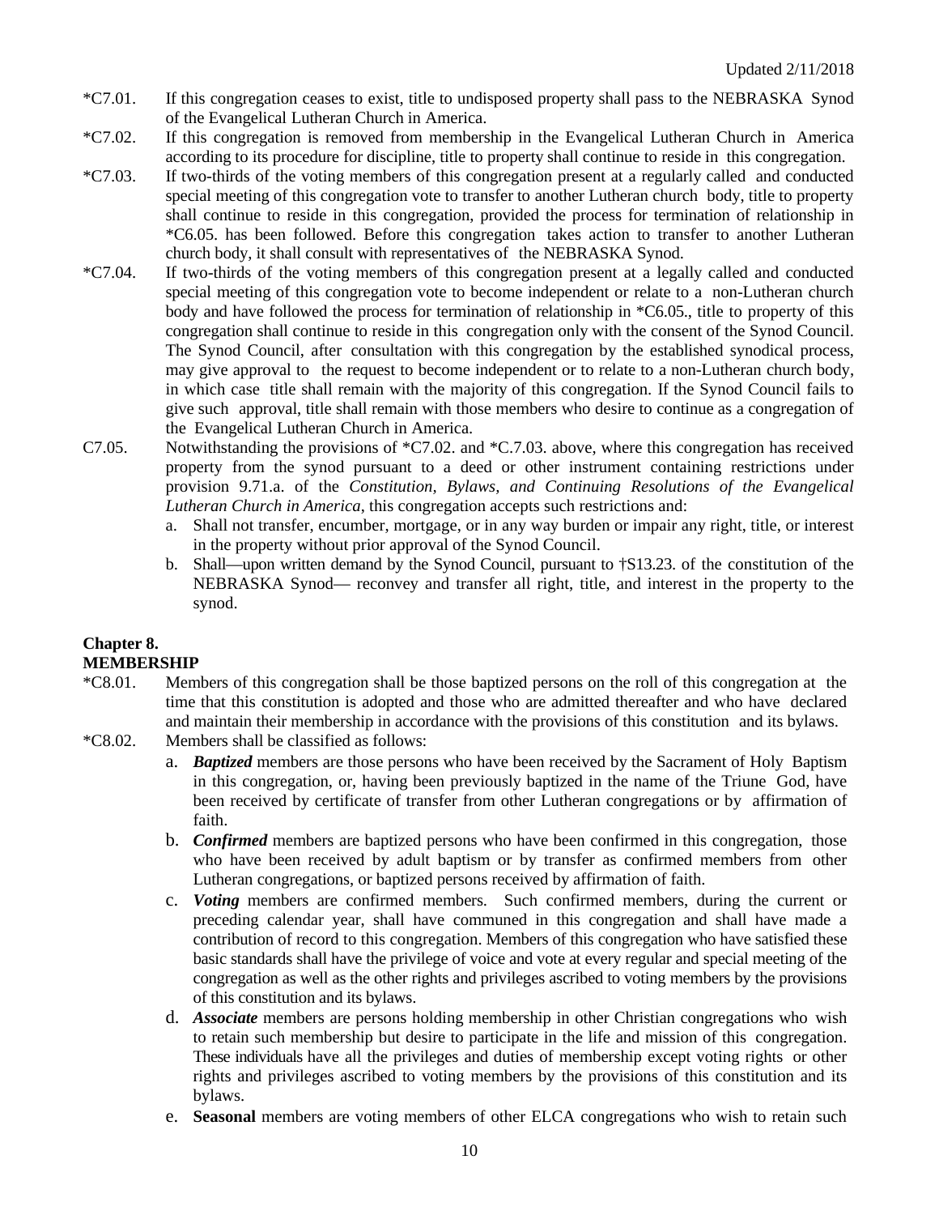*C7.01. If this congregation ceases to exist, title to undisposed property shall pass to the NEBRASKA Synod of the Evangelical Lutheran Church in America.

*C7.02. If this congregation is removed from membership in the Evangelical Lutheran Church in America according to its procedure for discipline, title to property shall continue to reside in this congregation.

*C7.03. If two-thirds of the voting members of this congregation present at a regularly called and conducted special meeting of this congregation vote to transfer to another Lutheran church body, title to property shall continue to reside in this congregation, provided the process for termination of relationship in *C6.05. has been followed. Before this congregation takes action to transfer to another Lutheran church body, it shall consult with representatives of the NEBRASKA Synod.

*C7.04. If two-thirds of the voting members of this congregation present at a legally called and conducted special meeting of this congregation vote to become independent or relate to a non-Lutheran church body and have followed the process for termination of relationship in *C6.05., title to property of this congregation shall continue to reside in this congregation only with the consent of the Synod Council. The Synod Council, after consultation with this congregation by the established synodical process, may give approval to the request to become independent or to relate to a non-Lutheran church body, in which case title shall remain with the majority of this congregation. If the Synod Council fails to give such approval, title shall remain with those members who desire to continue as a congregation of the Evangelical Lutheran Church in America.

C7.05. Notwithstanding the provisions of *C7.02. and *C.7.03. above, where this congregation has received property from the synod pursuant to a deed or other instrument containing restrictions under provision 9.71.a. of the *Constitution, Bylaws, and Continuing Resolutions of the Evangelical Lutheran Church in America*, this congregation accepts such restrictions and:

a. Shall not transfer, encumber, mortgage, or in any way burden or impair any right, title, or interest in the property without prior approval of the Synod Council.
b. Shall—upon written demand by the Synod Council, pursuant to †S13.23. of the constitution of the NEBRASKA Synod— reconvey and transfer all right, title, and interest in the property to the synod.

## Chapter 8.
## MEMBERSHIP

*C8.01. Members of this congregation shall be those baptized persons on the roll of this congregation at the time that this constitution is adopted and those who are admitted thereafter and who have declared and maintain their membership in accordance with the provisions of this constitution and its bylaws.

*C8.02. Members shall be classified as follows:

a. ***Baptized*** members are those persons who have been received by the Sacrament of Holy Baptism in this congregation, or, having been previously baptized in the name of the Triune God, have been received by certificate of transfer from other Lutheran congregations or by affirmation of faith.
b. ***Confirmed*** members are baptized persons who have been confirmed in this congregation, those who have been received by adult baptism or by transfer as confirmed members from other Lutheran congregations, or baptized persons received by affirmation of faith.
c. ***Voting*** members are confirmed members. Such confirmed members, during the current or preceding calendar year, shall have communed in this congregation and shall have made a contribution of record to this congregation. Members of this congregation who have satisfied these basic standards shall have the privilege of voice and vote at every regular and special meeting of the congregation as well as the other rights and privileges ascribed to voting members by the provisions of this constitution and its bylaws.
d. ***Associate*** members are persons holding membership in other Christian congregations who wish to retain such membership but desire to participate in the life and mission of this congregation. These individuals have all the privileges and duties of membership except voting rights or other rights and privileges ascribed to voting members by the provisions of this constitution and its bylaws.
e. **Seasonal** members are voting members of other ELCA congregations who wish to retain such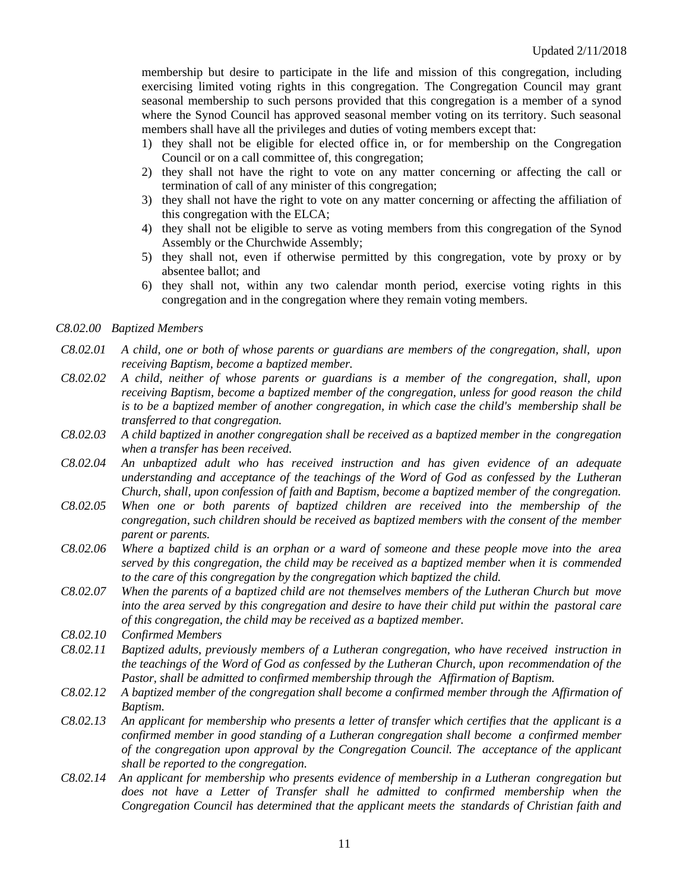membership but desire to participate in the life and mission of this congregation, including exercising limited voting rights in this congregation. The Congregation Council may grant seasonal membership to such persons provided that this congregation is a member of a synod where the Synod Council has approved seasonal member voting on its territory. Such seasonal members shall have all the privileges and duties of voting members except that:

1) they shall not be eligible for elected office in, or for membership on the Congregation Council or on a call committee of, this congregation;
2) they shall not have the right to vote on any matter concerning or affecting the call or termination of call of any minister of this congregation;
3) they shall not have the right to vote on any matter concerning or affecting the affiliation of this congregation with the ELCA;
4) they shall not be eligible to serve as voting members from this congregation of the Synod Assembly or the Churchwide Assembly;
5) they shall not, even if otherwise permitted by this congregation, vote by proxy or by absentee ballot; and
6) they shall not, within any two calendar month period, exercise voting rights in this congregation and in the congregation where they remain voting members.

*C8.02.00 Baptized Members*

*C8.02.01 A child, one or both of whose parents or guardians are members of the congregation, shall, upon receiving Baptism, become a baptized member.*

*C8.02.02 A child, neither of whose parents or guardians is a member of the congregation, shall, upon receiving Baptism, become a baptized member of the congregation, unless for good reason the child is to be a baptized member of another congregation, in which case the child's membership shall be transferred to that congregation.*

*C8.02.03 A child baptized in another congregation shall be received as a baptized member in the congregation when a transfer has been received.*

*C8.02.04 An unbaptized adult who has received instruction and has given evidence of an adequate understanding and acceptance of the teachings of the Word of God as confessed by the Lutheran Church, shall, upon confession of faith and Baptism, become a baptized member of the congregation.*

*C8.02.05 When one or both parents of baptized children are received into the membership of the congregation, such children should be received as baptized members with the consent of the member parent or parents.*

*C8.02.06 Where a baptized child is an orphan or a ward of someone and these people move into the area served by this congregation, the child may be received as a baptized member when it is commended to the care of this congregation by the congregation which baptized the child.*

*C8.02.07 When the parents of a baptized child are not themselves members of the Lutheran Church but move into the area served by this congregation and desire to have their child put within the pastoral care of this congregation, the child may be received as a baptized member.*

*C8.02.10 Confirmed Members*

*C8.02.11 Baptized adults, previously members of a Lutheran congregation, who have received instruction in the teachings of the Word of God as confessed by the Lutheran Church, upon recommendation of the Pastor, shall be admitted to confirmed membership through the Affirmation of Baptism.*

*C8.02.12 A baptized member of the congregation shall become a confirmed member through the Affirmation of Baptism.*

*C8.02.13 An applicant for membership who presents a letter of transfer which certifies that the applicant is a confirmed member in good standing of a Lutheran congregation shall become a confirmed member of the congregation upon approval by the Congregation Council. The acceptance of the applicant shall be reported to the congregation.*

*C8.02.14 An applicant for membership who presents evidence of membership in a Lutheran congregation but does not have a Letter of Transfer shall he admitted to confirmed membership when the Congregation Council has determined that the applicant meets the standards of Christian faith and*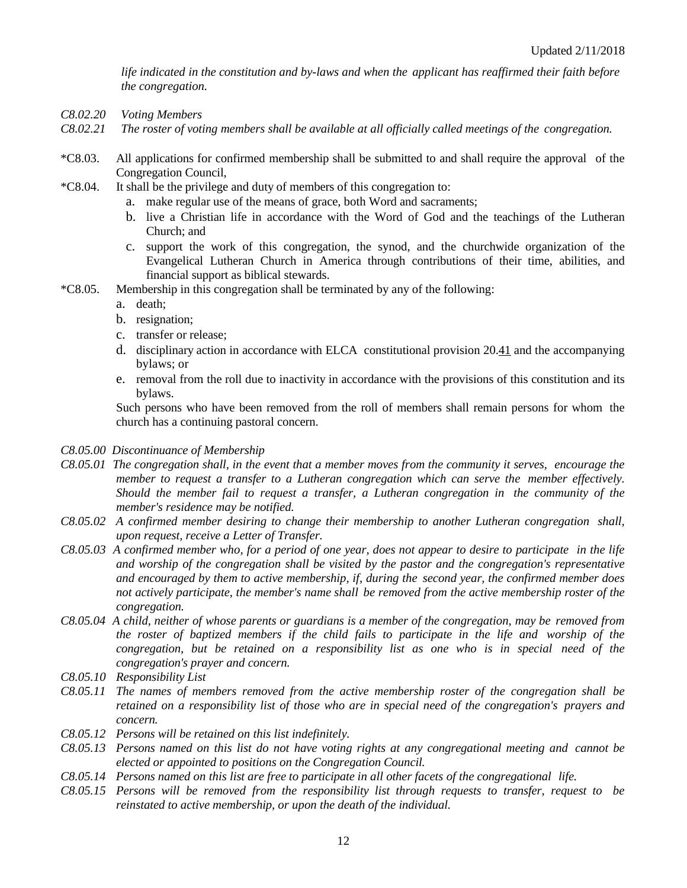*life indicated in the constitution and by-laws and when the applicant has reaffirmed their faith before the congregation.*

*C8.02.20 Voting Members*

*C8.02.21 The roster of voting members shall be available at all officially called meetings of the congregation.*

*C8.03. All applications for confirmed membership shall be submitted to and shall require the approval of the Congregation Council,

*C8.04. It shall be the privilege and duty of members of this congregation to:

a. make regular use of the means of grace, both Word and sacraments;
b. live a Christian life in accordance with the Word of God and the teachings of the Lutheran Church; and
c. support the work of this congregation, the synod, and the churchwide organization of the Evangelical Lutheran Church in America through contributions of their time, abilities, and financial support as biblical stewards.

*C8.05. Membership in this congregation shall be terminated by any of the following:

a. death;
b. resignation;
c. transfer or release;
d. disciplinary action in accordance with ELCA constitutional provision 20.41 and the accompanying bylaws; or
e. removal from the roll due to inactivity in accordance with the provisions of this constitution and its bylaws.

Such persons who have been removed from the roll of members shall remain persons for whom the church has a continuing pastoral concern.

*C8.05.00 Discontinuance of Membership*

*C8.05.01 The congregation shall, in the event that a member moves from the community it serves, encourage the member to request a transfer to a Lutheran congregation which can serve the member effectively. Should the member fail to request a transfer, a Lutheran congregation in the community of the member's residence may be notified.*

*C8.05.02 A confirmed member desiring to change their membership to another Lutheran congregation shall, upon request, receive a Letter of Transfer.*

*C8.05.03 A confirmed member who, for a period of one year, does not appear to desire to participate in the life and worship of the congregation shall be visited by the pastor and the congregation's representative and encouraged by them to active membership, if, during the second year, the confirmed member does not actively participate, the member's name shall be removed from the active membership roster of the congregation.*

*C8.05.04 A child, neither of whose parents or guardians is a member of the congregation, may be removed from the roster of baptized members if the child fails to participate in the life and worship of the congregation, but be retained on a responsibility list as one who is in special need of the congregation's prayer and concern.*

*C8.05.10 Responsibility List*

*C8.05.11 The names of members removed from the active membership roster of the congregation shall be retained on a responsibility list of those who are in special need of the congregation's prayers and concern.*

*C8.05.12 Persons will be retained on this list indefinitely.*

*C8.05.13 Persons named on this list do not have voting rights at any congregational meeting and cannot be elected or appointed to positions on the Congregation Council.*

*C8.05.14 Persons named on this list are free to participate in all other facets of the congregational life.*

*C8.05.15 Persons will be removed from the responsibility list through requests to transfer, request to be reinstated to active membership, or upon the death of the individual.*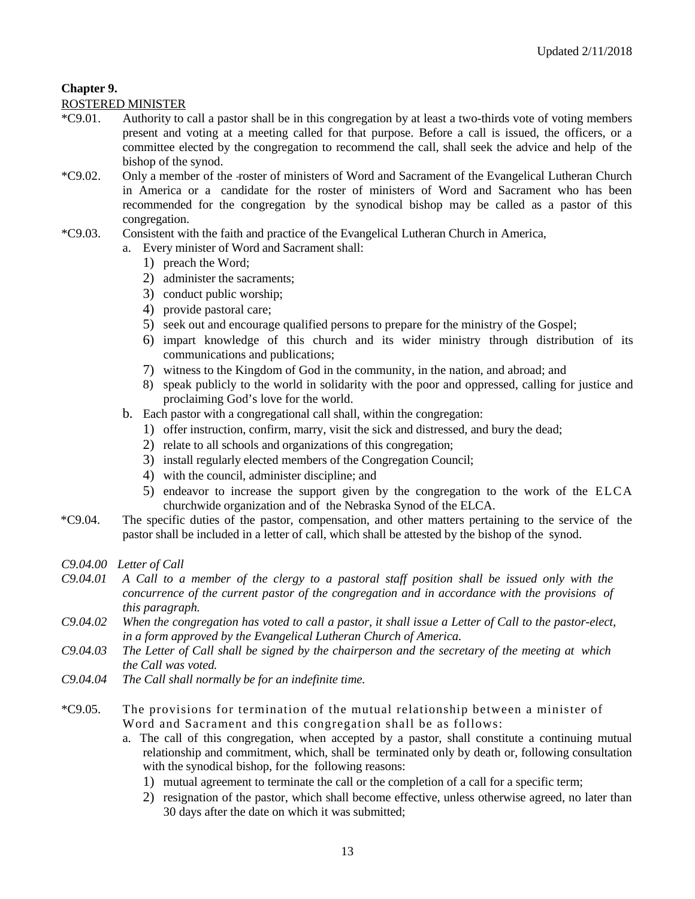**Chapter 9.**

ROSTERED MINISTER

*C9.01. Authority to call a pastor shall be in this congregation by at least a two-thirds vote of voting members present and voting at a meeting called for that purpose. Before a call is issued, the officers, or a committee elected by the congregation to recommend the call, shall seek the advice and help of the bishop of the synod.

*C9.02. Only a member of the roster of ministers of Word and Sacrament of the Evangelical Lutheran Church in America or a candidate for the roster of ministers of Word and Sacrament who has been recommended for the congregation by the synodical bishop may be called as a pastor of this congregation.

*C9.03. Consistent with the faith and practice of the Evangelical Lutheran Church in America,

a. Every minister of Word and Sacrament shall:
   1) preach the Word;
   2) administer the sacraments;
   3) conduct public worship;
   4) provide pastoral care;
   5) seek out and encourage qualified persons to prepare for the ministry of the Gospel;
   6) impart knowledge of this church and its wider ministry through distribution of its communications and publications;
   7) witness to the Kingdom of God in the community, in the nation, and abroad; and
   8) speak publicly to the world in solidarity with the poor and oppressed, calling for justice and proclaiming God's love for the world.

b. Each pastor with a congregational call shall, within the congregation:
   1) offer instruction, confirm, marry, visit the sick and distressed, and bury the dead;
   2) relate to all schools and organizations of this congregation;
   3) install regularly elected members of the Congregation Council;
   4) with the council, administer discipline; and
   5) endeavor to increase the support given by the congregation to the work of the ELCA churchwide organization and of the Nebraska Synod of the ELCA.

*C9.04. The specific duties of the pastor, compensation, and other matters pertaining to the service of the pastor shall be included in a letter of call, which shall be attested by the bishop of the synod.

*C9.04.00 Letter of Call*

*C9.04.01 A Call to a member of the clergy to a pastoral staff position shall be issued only with the concurrence of the current pastor of the congregation and in accordance with the provisions of this paragraph.*

*C9.04.02 When the congregation has voted to call a pastor, it shall issue a Letter of Call to the pastor-elect, in a form approved by the Evangelical Lutheran Church of America.*

*C9.04.03 The Letter of Call shall be signed by the chairperson and the secretary of the meeting at which the Call was voted.*

*C9.04.04 The Call shall normally be for an indefinite time.*

*C9.05. The provisions for termination of the mutual relationship between a minister of Word and Sacrament and this congregation shall be as follows:

a. The call of this congregation, when accepted by a pastor, shall constitute a continuing mutual relationship and commitment, which, shall be terminated only by death or, following consultation with the synodical bishop, for the following reasons:
   1) mutual agreement to terminate the call or the completion of a call for a specific term;
   2) resignation of the pastor, which shall become effective, unless otherwise agreed, no later than 30 days after the date on which it was submitted;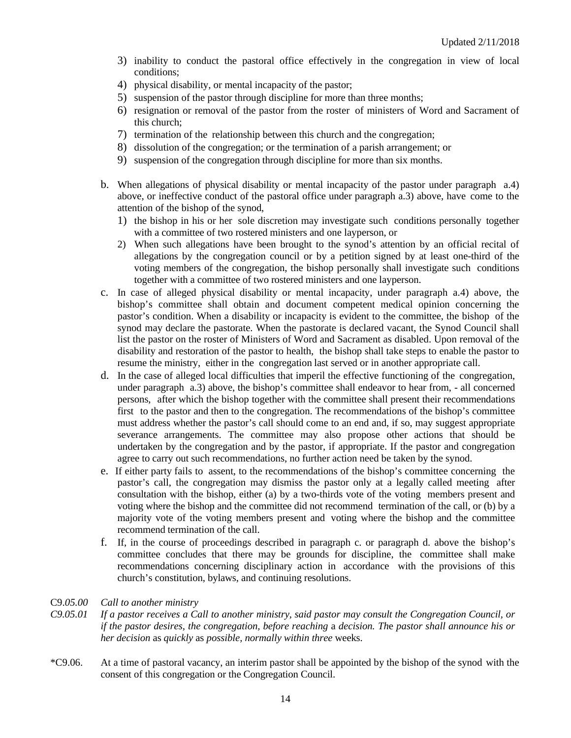3) inability to conduct the pastoral office effectively in the congregation in view of local conditions;
4) physical disability, or mental incapacity of the pastor;
5) suspension of the pastor through discipline for more than three months;
6) resignation or removal of the pastor from the roster of ministers of Word and Sacrament of this church;
7) termination of the relationship between this church and the congregation;
8) dissolution of the congregation; or the termination of a parish arrangement; or
9) suspension of the congregation through discipline for more than six months.

b. When allegations of physical disability or mental incapacity of the pastor under paragraph a.4) above, or ineffective conduct of the pastoral office under paragraph a.3) above, have come to the attention of the bishop of the synod,
   1) the bishop in his or her sole discretion may investigate such conditions personally together with a committee of two rostered ministers and one layperson, or
   2) When such allegations have been brought to the synod's attention by an official recital of allegations by the congregation council or by a petition signed by at least one-third of the voting members of the congregation, the bishop personally shall investigate such conditions together with a committee of two rostered ministers and one layperson.

c. In case of alleged physical disability or mental incapacity, under paragraph a.4) above, the bishop's committee shall obtain and document competent medical opinion concerning the pastor's condition. When a disability or incapacity is evident to the committee, the bishop of the synod may declare the pastorate. When the pastorate is declared vacant, the Synod Council shall list the pastor on the roster of Ministers of Word and Sacrament as disabled. Upon removal of the disability and restoration of the pastor to health, the bishop shall take steps to enable the pastor to resume the ministry, either in the congregation last served or in another appropriate call.

d. In the case of alleged local difficulties that imperil the effective functioning of the congregation, under paragraph a.3) above, the bishop's committee shall endeavor to hear from, - all concerned persons, after which the bishop together with the committee shall present their recommendations first to the pastor and then to the congregation. The recommendations of the bishop's committee must address whether the pastor's call should come to an end and, if so, may suggest appropriate severance arrangements. The committee may also propose other actions that should be undertaken by the congregation and by the pastor, if appropriate. If the pastor and congregation agree to carry out such recommendations, no further action need be taken by the synod.

e. If either party fails to assent, to the recommendations of the bishop's committee concerning the pastor's call, the congregation may dismiss the pastor only at a legally called meeting after consultation with the bishop, either (a) by a two-thirds vote of the voting members present and voting where the bishop and the committee did not recommend termination of the call, or (b) by a majority vote of the voting members present and voting where the bishop and the committee recommend termination of the call.

f. If, in the course of proceedings described in paragraph c. or paragraph d. above the bishop's committee concludes that there may be grounds for discipline, the committee shall make recommendations concerning disciplinary action in accordance with the provisions of this church's constitution, bylaws, and continuing resolutions.

C9.*05.00* *Call to another ministry*

*C9.05.01* *If a pastor receives a Call to another ministry, said pastor may consult the Congregation Council, or if the pastor desires, the congregation, before reaching* a *decision. The pastor shall announce his or her decision* as *quickly* as *possible, normally within three* weeks.

*C9.06. At a time of pastoral vacancy, an interim pastor shall be appointed by the bishop of the synod with the consent of this congregation or the Congregation Council.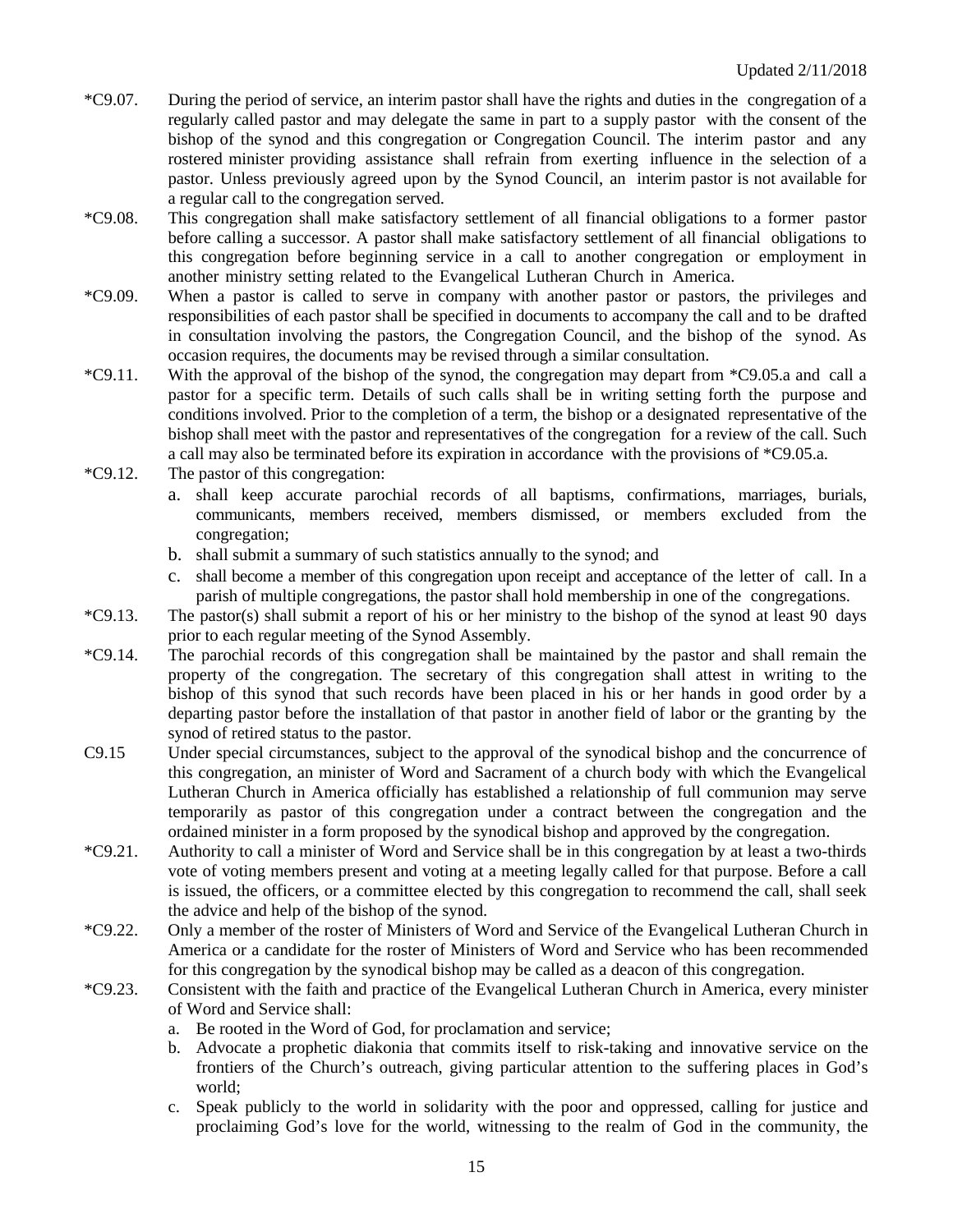*C9.07. During the period of service, an interim pastor shall have the rights and duties in the congregation of a regularly called pastor and may delegate the same in part to a supply pastor with the consent of the bishop of the synod and this congregation or Congregation Council. The interim pastor and any rostered minister providing assistance shall refrain from exerting influence in the selection of a pastor. Unless previously agreed upon by the Synod Council, an interim pastor is not available for a regular call to the congregation served.

*C9.08. This congregation shall make satisfactory settlement of all financial obligations to a former pastor before calling a successor. A pastor shall make satisfactory settlement of all financial obligations to this congregation before beginning service in a call to another congregation or employment in another ministry setting related to the Evangelical Lutheran Church in America.

*C9.09. When a pastor is called to serve in company with another pastor or pastors, the privileges and responsibilities of each pastor shall be specified in documents to accompany the call and to be drafted in consultation involving the pastors, the Congregation Council, and the bishop of the synod. As occasion requires, the documents may be revised through a similar consultation.

*C9.11. With the approval of the bishop of the synod, the congregation may depart from *C9.05.a and call a pastor for a specific term. Details of such calls shall be in writing setting forth the purpose and conditions involved. Prior to the completion of a term, the bishop or a designated representative of the bishop shall meet with the pastor and representatives of the congregation for a review of the call. Such a call may also be terminated before its expiration in accordance with the provisions of *C9.05.a.

*C9.12. The pastor of this congregation:

a. shall keep accurate parochial records of all baptisms, confirmations, marriages, burials, communicants, members received, members dismissed, or members excluded from the congregation;
b. shall submit a summary of such statistics annually to the synod; and
c. shall become a member of this congregation upon receipt and acceptance of the letter of call. In a parish of multiple congregations, the pastor shall hold membership in one of the congregations.

*C9.13. The pastor(s) shall submit a report of his or her ministry to the bishop of the synod at least 90 days prior to each regular meeting of the Synod Assembly.

*C9.14. The parochial records of this congregation shall be maintained by the pastor and shall remain the property of the congregation. The secretary of this congregation shall attest in writing to the bishop of this synod that such records have been placed in his or her hands in good order by a departing pastor before the installation of that pastor in another field of labor or the granting by the synod of retired status to the pastor.

C9.15 Under special circumstances, subject to the approval of the synodical bishop and the concurrence of this congregation, an minister of Word and Sacrament of a church body with which the Evangelical Lutheran Church in America officially has established a relationship of full communion may serve temporarily as pastor of this congregation under a contract between the congregation and the ordained minister in a form proposed by the synodical bishop and approved by the congregation.

*C9.21. Authority to call a minister of Word and Service shall be in this congregation by at least a two-thirds vote of voting members present and voting at a meeting legally called for that purpose. Before a call is issued, the officers, or a committee elected by this congregation to recommend the call, shall seek the advice and help of the bishop of the synod.

*C9.22. Only a member of the roster of Ministers of Word and Service of the Evangelical Lutheran Church in America or a candidate for the roster of Ministers of Word and Service who has been recommended for this congregation by the synodical bishop may be called as a deacon of this congregation.

*C9.23. Consistent with the faith and practice of the Evangelical Lutheran Church in America, every minister of Word and Service shall:

a. Be rooted in the Word of God, for proclamation and service;
b. Advocate a prophetic diakonia that commits itself to risk-taking and innovative service on the frontiers of the Church's outreach, giving particular attention to the suffering places in God's world;
c. Speak publicly to the world in solidarity with the poor and oppressed, calling for justice and proclaiming God's love for the world, witnessing to the realm of God in the community, the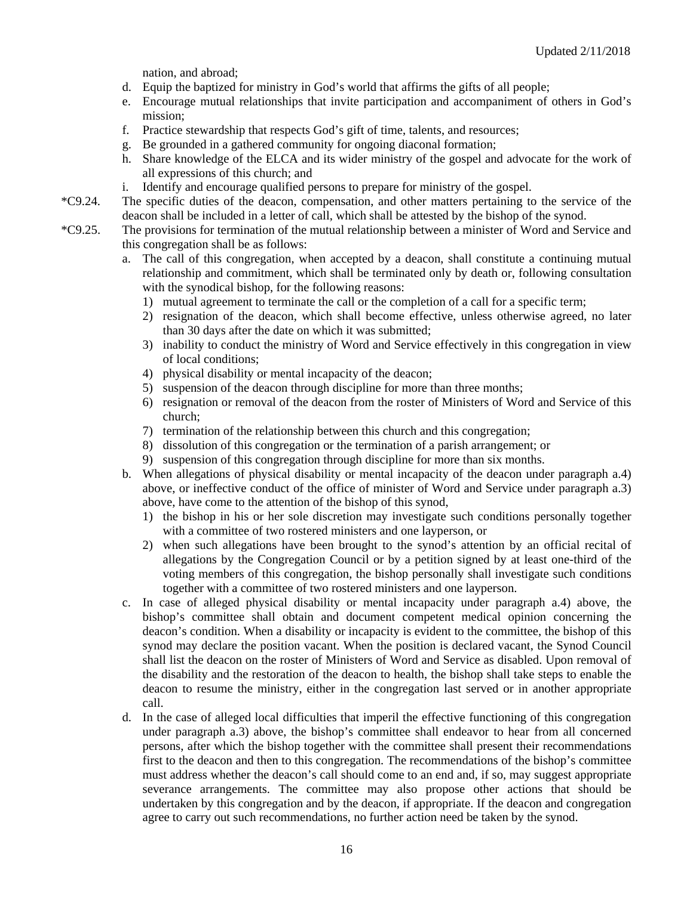nation, and abroad;

d. Equip the baptized for ministry in God's world that affirms the gifts of all people;
e. Encourage mutual relationships that invite participation and accompaniment of others in God's mission;
f. Practice stewardship that respects God's gift of time, talents, and resources;
g. Be grounded in a gathered community for ongoing diaconal formation;
h. Share knowledge of the ELCA and its wider ministry of the gospel and advocate for the work of all expressions of this church; and
i. Identify and encourage qualified persons to prepare for ministry of the gospel.

*C9.24. The specific duties of the deacon, compensation, and other matters pertaining to the service of the deacon shall be included in a letter of call, which shall be attested by the bishop of the synod.

*C9.25. The provisions for termination of the mutual relationship between a minister of Word and Service and this congregation shall be as follows:

a. The call of this congregation, when accepted by a deacon, shall constitute a continuing mutual relationship and commitment, which shall be terminated only by death or, following consultation with the synodical bishop, for the following reasons:
   1) mutual agreement to terminate the call or the completion of a call for a specific term;
   2) resignation of the deacon, which shall become effective, unless otherwise agreed, no later than 30 days after the date on which it was submitted;
   3) inability to conduct the ministry of Word and Service effectively in this congregation in view of local conditions;
   4) physical disability or mental incapacity of the deacon;
   5) suspension of the deacon through discipline for more than three months;
   6) resignation or removal of the deacon from the roster of Ministers of Word and Service of this church;
   7) termination of the relationship between this church and this congregation;
   8) dissolution of this congregation or the termination of a parish arrangement; or
   9) suspension of this congregation through discipline for more than six months.
b. When allegations of physical disability or mental incapacity of the deacon under paragraph a.4) above, or ineffective conduct of the office of minister of Word and Service under paragraph a.3) above, have come to the attention of the bishop of this synod,
   1) the bishop in his or her sole discretion may investigate such conditions personally together with a committee of two rostered ministers and one layperson, or
   2) when such allegations have been brought to the synod's attention by an official recital of allegations by the Congregation Council or by a petition signed by at least one-third of the voting members of this congregation, the bishop personally shall investigate such conditions together with a committee of two rostered ministers and one layperson.
c. In case of alleged physical disability or mental incapacity under paragraph a.4) above, the bishop's committee shall obtain and document competent medical opinion concerning the deacon's condition. When a disability or incapacity is evident to the committee, the bishop of this synod may declare the position vacant. When the position is declared vacant, the Synod Council shall list the deacon on the roster of Ministers of Word and Service as disabled. Upon removal of the disability and the restoration of the deacon to health, the bishop shall take steps to enable the deacon to resume the ministry, either in the congregation last served or in another appropriate call.
d. In the case of alleged local difficulties that imperil the effective functioning of this congregation under paragraph a.3) above, the bishop's committee shall endeavor to hear from all concerned persons, after which the bishop together with the committee shall present their recommendations first to the deacon and then to this congregation. The recommendations of the bishop's committee must address whether the deacon's call should come to an end and, if so, may suggest appropriate severance arrangements. The committee may also propose other actions that should be undertaken by this congregation and by the deacon, if appropriate. If the deacon and congregation agree to carry out such recommendations, no further action need be taken by the synod.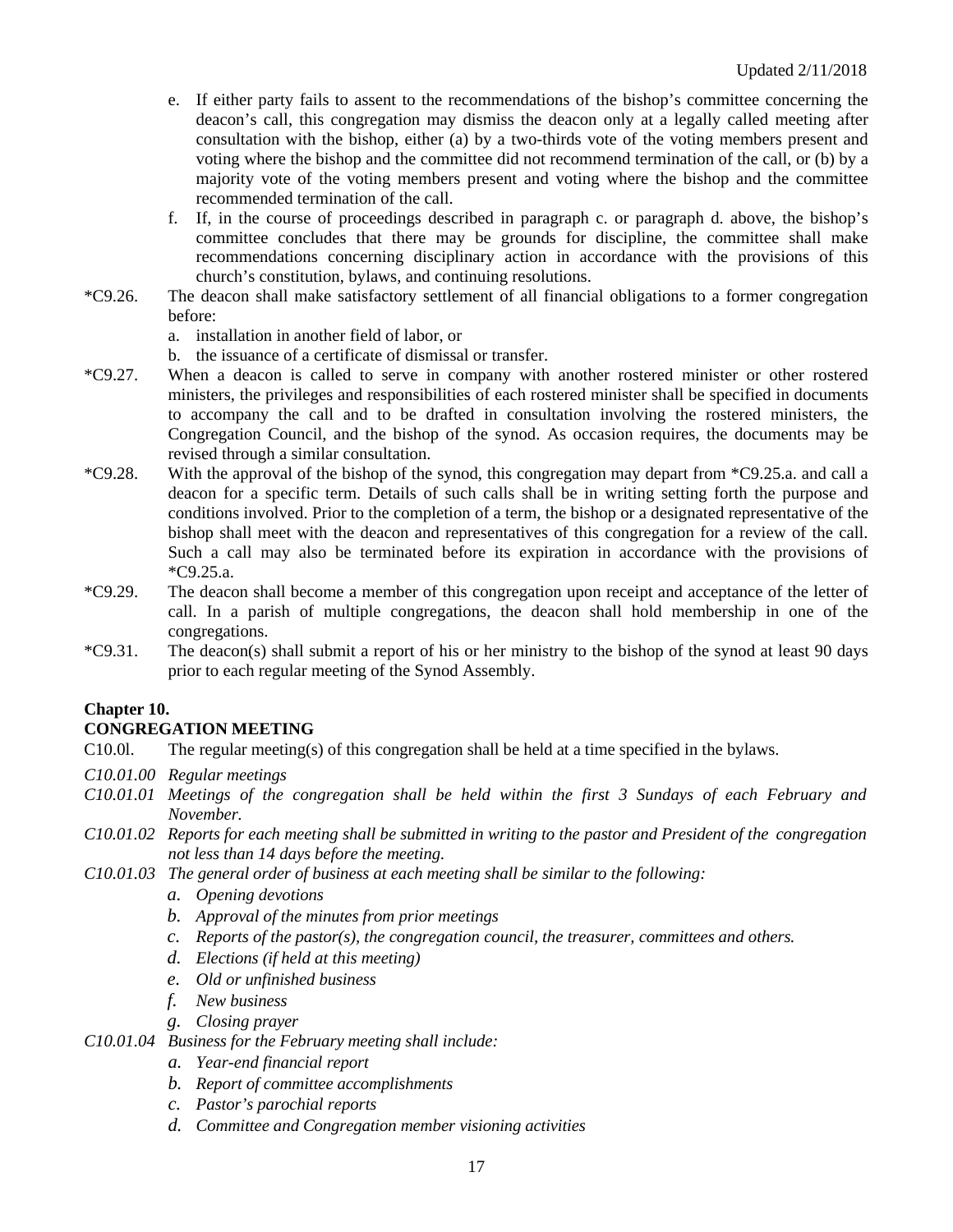e. If either party fails to assent to the recommendations of the bishop's committee concerning the deacon's call, this congregation may dismiss the deacon only at a legally called meeting after consultation with the bishop, either (a) by a two-thirds vote of the voting members present and voting where the bishop and the committee did not recommend termination of the call, or (b) by a majority vote of the voting members present and voting where the bishop and the committee recommended termination of the call.

f. If, in the course of proceedings described in paragraph c. or paragraph d. above, the bishop's committee concludes that there may be grounds for discipline, the committee shall make recommendations concerning disciplinary action in accordance with the provisions of this church's constitution, bylaws, and continuing resolutions.

*C9.26. The deacon shall make satisfactory settlement of all financial obligations to a former congregation before:

a. installation in another field of labor, or
b. the issuance of a certificate of dismissal or transfer.

*C9.27. When a deacon is called to serve in company with another rostered minister or other rostered ministers, the privileges and responsibilities of each rostered minister shall be specified in documents to accompany the call and to be drafted in consultation involving the rostered ministers, the Congregation Council, and the bishop of the synod. As occasion requires, the documents may be revised through a similar consultation.

*C9.28. With the approval of the bishop of the synod, this congregation may depart from *C9.25.a. and call a deacon for a specific term. Details of such calls shall be in writing setting forth the purpose and conditions involved. Prior to the completion of a term, the bishop or a designated representative of the bishop shall meet with the deacon and representatives of this congregation for a review of the call. Such a call may also be terminated before its expiration in accordance with the provisions of *C9.25.a.

*C9.29. The deacon shall become a member of this congregation upon receipt and acceptance of the letter of call. In a parish of multiple congregations, the deacon shall hold membership in one of the congregations.

*C9.31. The deacon(s) shall submit a report of his or her ministry to the bishop of the synod at least 90 days prior to each regular meeting of the Synod Assembly.

## Chapter 10.
## CONGREGATION MEETING

C10.0l. The regular meeting(s) of this congregation shall be held at a time specified in the bylaws.

*C10.01.00 Regular meetings*

*C10.01.01 Meetings of the congregation shall be held within the first 3 Sundays of each February and November.*

*C10.01.02 Reports for each meeting shall be submitted in writing to the pastor and President of the congregation not less than 14 days before the meeting.*

*C10.01.03 The general order of business at each meeting shall be similar to the following:*

*a. Opening devotions*
*b. Approval of the minutes from prior meetings*
*c. Reports of the pastor(s), the congregation council, the treasurer, committees and others.*
*d. Elections (if held at this meeting)*
*e. Old or unfinished business*
*f. New business*
*g. Closing prayer*

*C10.01.04 Business for the February meeting shall include:*

*a. Year-end financial report*
*b. Report of committee accomplishments*
*c. Pastor's parochial reports*
*d. Committee and Congregation member visioning activities*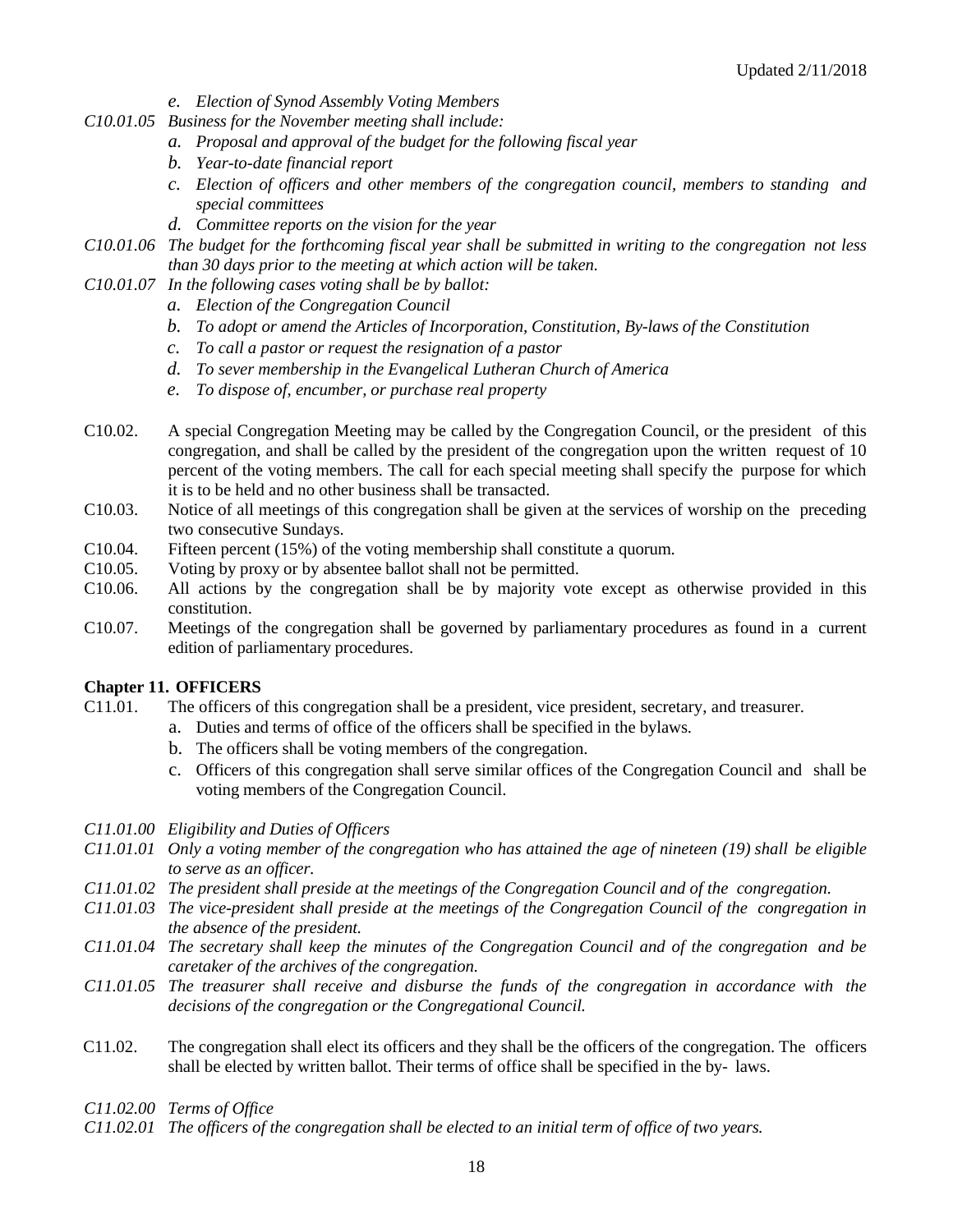*e. Election of Synod Assembly Voting Members*

*C10.01.05 Business for the November meeting shall include:*

*a. Proposal and approval of the budget for the following fiscal year*

*b. Year-to-date financial report*

*c. Election of officers and other members of the congregation council, members to standing and special committees*

*d. Committee reports on the vision for the year*

*C10.01.06 The budget for the forthcoming fiscal year shall be submitted in writing to the congregation not less than 30 days prior to the meeting at which action will be taken.*

*C10.01.07 In the following cases voting shall be by ballot:*

*a. Election of the Congregation Council*

*b. To adopt or amend the Articles of Incorporation, Constitution, By-laws of the Constitution*

*c. To call a pastor or request the resignation of a pastor*

*d. To sever membership in the Evangelical Lutheran Church of America*

*e. To dispose of, encumber, or purchase real property*

C10.02. A special Congregation Meeting may be called by the Congregation Council, or the president of this congregation, and shall be called by the president of the congregation upon the written request of 10 percent of the voting members. The call for each special meeting shall specify the purpose for which it is to be held and no other business shall be transacted.

C10.03. Notice of all meetings of this congregation shall be given at the services of worship on the preceding two consecutive Sundays.

C10.04. Fifteen percent (15%) of the voting membership shall constitute a quorum.

C10.05. Voting by proxy or by absentee ballot shall not be permitted.

C10.06. All actions by the congregation shall be by majority vote except as otherwise provided in this constitution.

C10.07. Meetings of the congregation shall be governed by parliamentary procedures as found in a current edition of parliamentary procedures.

**Chapter 11. OFFICERS**

C11.01. The officers of this congregation shall be a president, vice president, secretary, and treasurer.

a. Duties and terms of office of the officers shall be specified in the bylaws.

b. The officers shall be voting members of the congregation.

c. Officers of this congregation shall serve similar offices of the Congregation Council and shall be voting members of the Congregation Council.

*C11.01.00 Eligibility and Duties of Officers*

*C11.01.01 Only a voting member of the congregation who has attained the age of nineteen (19) shall be eligible to serve as an officer.*

*C11.01.02 The president shall preside at the meetings of the Congregation Council and of the congregation.*

*C11.01.03 The vice-president shall preside at the meetings of the Congregation Council of the congregation in the absence of the president.*

*C11.01.04 The secretary shall keep the minutes of the Congregation Council and of the congregation and be caretaker of the archives of the congregation.*

*C11.01.05 The treasurer shall receive and disburse the funds of the congregation in accordance with the decisions of the congregation or the Congregational Council.*

C11.02. The congregation shall elect its officers and they shall be the officers of the congregation. The officers shall be elected by written ballot. Their terms of office shall be specified in the by- laws.

*C11.02.00 Terms of Office*

*C11.02.01 The officers of the congregation shall be elected to an initial term of office of two years.*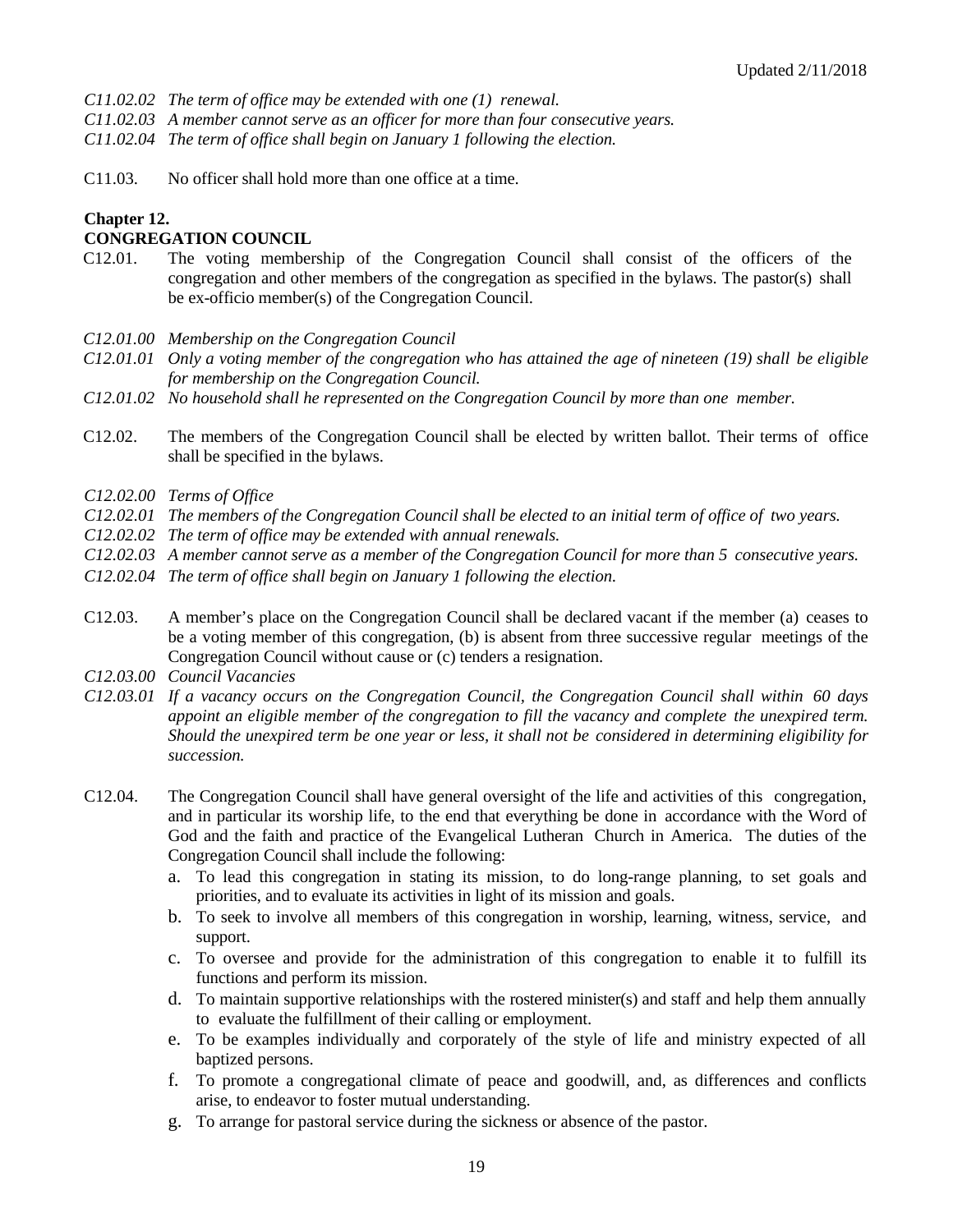*C11.02.02 The term of office may be extended with one (1) renewal.*
*C11.02.03 A member cannot serve as an officer for more than four consecutive years.*
*C11.02.04 The term of office shall begin on January 1 following the election.*

C11.03. No officer shall hold more than one office at a time.

**Chapter 12.**
**CONGREGATION COUNCIL**

C12.01. The voting membership of the Congregation Council shall consist of the officers of the congregation and other members of the congregation as specified in the bylaws. The pastor(s) shall be ex-officio member(s) of the Congregation Council.

*C12.01.00 Membership on the Congregation Council*
*C12.01.01 Only a voting member of the congregation who has attained the age of nineteen (19) shall be eligible for membership on the Congregation Council.*
*C12.01.02 No household shall he represented on the Congregation Council by more than one member.*

C12.02. The members of the Congregation Council shall be elected by written ballot. Their terms of office shall be specified in the bylaws.

*C12.02.00 Terms of Office*
*C12.02.01 The members of the Congregation Council shall be elected to an initial term of office of two years.*
*C12.02.02 The term of office may be extended with annual renewals.*
*C12.02.03 A member cannot serve as a member of the Congregation Council for more than 5 consecutive years.*
*C12.02.04 The term of office shall begin on January 1 following the election.*

C12.03. A member's place on the Congregation Council shall be declared vacant if the member (a) ceases to be a voting member of this congregation, (b) is absent from three successive regular meetings of the Congregation Council without cause or (c) tenders a resignation.

*C12.03.00 Council Vacancies*
*C12.03.01 If a vacancy occurs on the Congregation Council, the Congregation Council shall within 60 days appoint an eligible member of the congregation to fill the vacancy and complete the unexpired term. Should the unexpired term be one year or less, it shall not be considered in determining eligibility for succession.*

C12.04. The Congregation Council shall have general oversight of the life and activities of this congregation, and in particular its worship life, to the end that everything be done in accordance with the Word of God and the faith and practice of the Evangelical Lutheran Church in America. The duties of the Congregation Council shall include the following:

a. To lead this congregation in stating its mission, to do long-range planning, to set goals and priorities, and to evaluate its activities in light of its mission and goals.
b. To seek to involve all members of this congregation in worship, learning, witness, service, and support.
c. To oversee and provide for the administration of this congregation to enable it to fulfill its functions and perform its mission.
d. To maintain supportive relationships with the rostered minister(s) and staff and help them annually to evaluate the fulfillment of their calling or employment.
e. To be examples individually and corporately of the style of life and ministry expected of all baptized persons.
f. To promote a congregational climate of peace and goodwill, and, as differences and conflicts arise, to endeavor to foster mutual understanding.
g. To arrange for pastoral service during the sickness or absence of the pastor.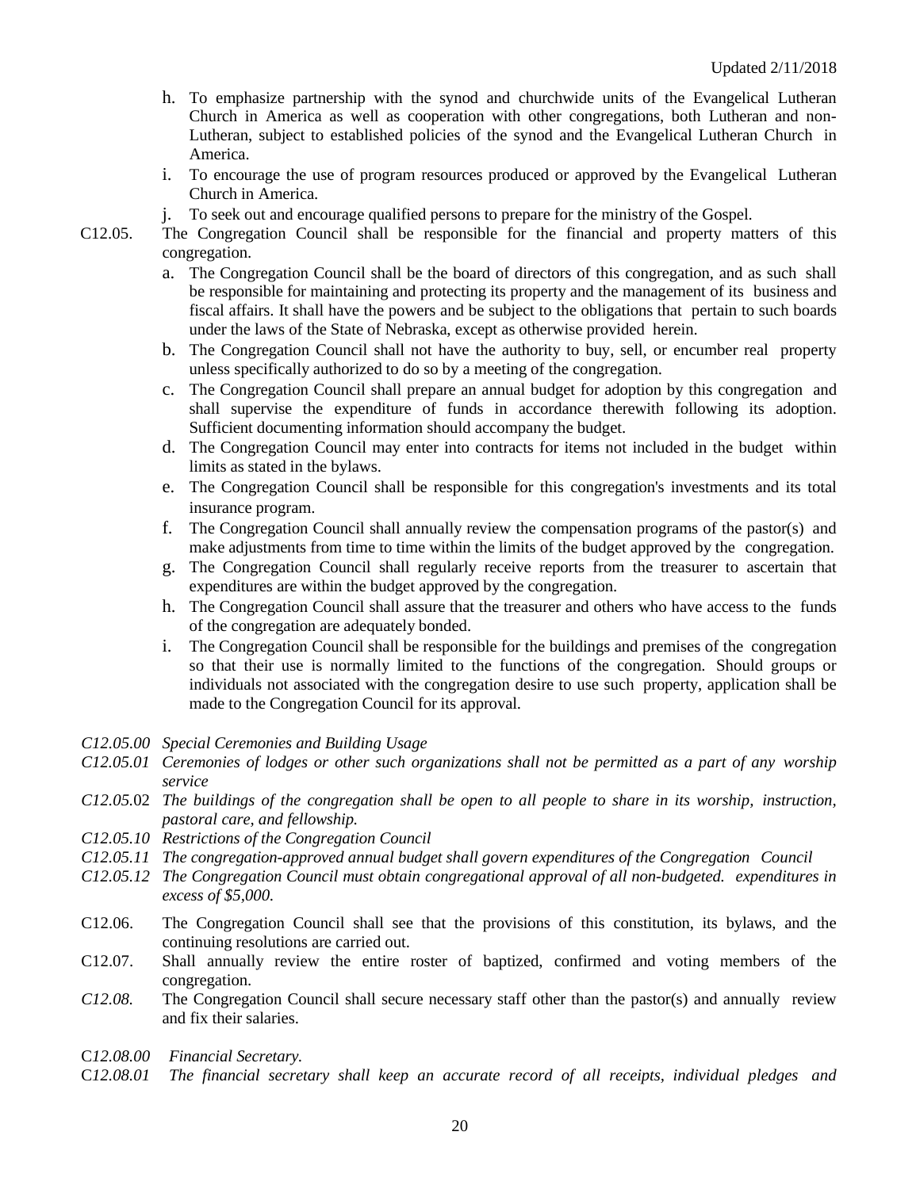h. To emphasize partnership with the synod and churchwide units of the Evangelical Lutheran Church in America as well as cooperation with other congregations, both Lutheran and non-Lutheran, subject to established policies of the synod and the Evangelical Lutheran Church in America.

i. To encourage the use of program resources produced or approved by the Evangelical Lutheran Church in America.

j. To seek out and encourage qualified persons to prepare for the ministry of the Gospel.

C12.05. The Congregation Council shall be responsible for the financial and property matters of this congregation.

a. The Congregation Council shall be the board of directors of this congregation, and as such shall be responsible for maintaining and protecting its property and the management of its business and fiscal affairs. It shall have the powers and be subject to the obligations that pertain to such boards under the laws of the State of Nebraska, except as otherwise provided herein.

b. The Congregation Council shall not have the authority to buy, sell, or encumber real property unless specifically authorized to do so by a meeting of the congregation.

c. The Congregation Council shall prepare an annual budget for adoption by this congregation and shall supervise the expenditure of funds in accordance therewith following its adoption. Sufficient documenting information should accompany the budget.

d. The Congregation Council may enter into contracts for items not included in the budget within limits as stated in the bylaws.

e. The Congregation Council shall be responsible for this congregation's investments and its total insurance program.

f. The Congregation Council shall annually review the compensation programs of the pastor(s) and make adjustments from time to time within the limits of the budget approved by the congregation.

g. The Congregation Council shall regularly receive reports from the treasurer to ascertain that expenditures are within the budget approved by the congregation.

h. The Congregation Council shall assure that the treasurer and others who have access to the funds of the congregation are adequately bonded.

i. The Congregation Council shall be responsible for the buildings and premises of the congregation so that their use is normally limited to the functions of the congregation. Should groups or individuals not associated with the congregation desire to use such property, application shall be made to the Congregation Council for its approval.

*C12.05.00 Special Ceremonies and Building Usage*

*C12.05.01 Ceremonies of lodges or other such organizations shall not be permitted as a part of any worship service*

*C12.05.*02 *The buildings of the congregation shall be open to all people to share in its worship, instruction, pastoral care, and fellowship.*

*C12.05.10 Restrictions of the Congregation Council*

*C12.05.11 The congregation-approved annual budget shall govern expenditures of the Congregation Council*

*C12.05.12 The Congregation Council must obtain congregational approval of all non-budgeted. expenditures in excess of $5,000.*

C12.06. The Congregation Council shall see that the provisions of this constitution, its bylaws, and the continuing resolutions are carried out.

C12.07. Shall annually review the entire roster of baptized, confirmed and voting members of the congregation.

*C12.08.* The Congregation Council shall secure necessary staff other than the pastor(s) and annually review and fix their salaries.

C*12.08.00 Financial Secretary.*

C*12.08.01 The financial secretary shall keep an accurate record of all receipts, individual pledges and*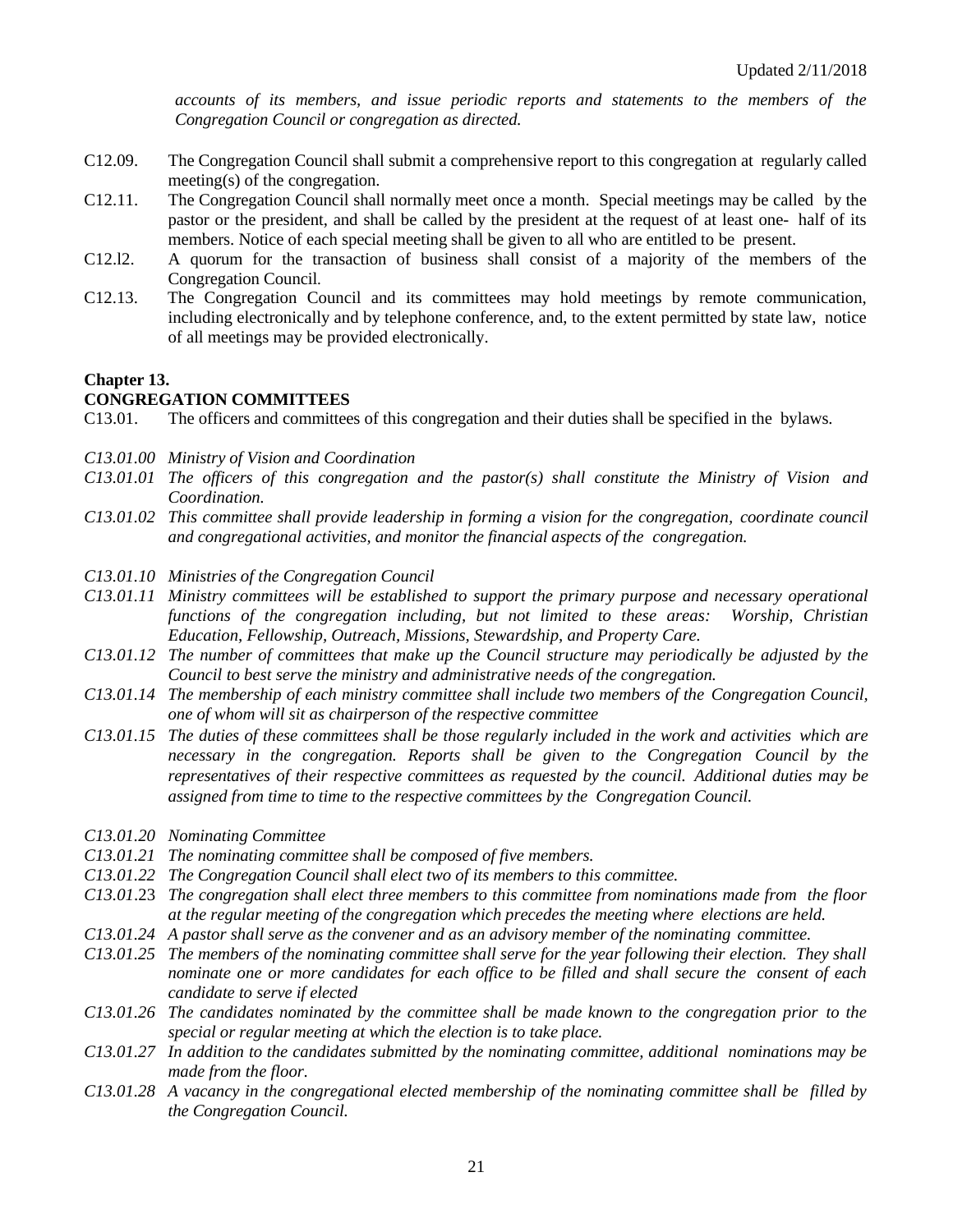*accounts of its members, and issue periodic reports and statements to the members of the Congregation Council or congregation as directed.*

C12.09. The Congregation Council shall submit a comprehensive report to this congregation at regularly called meeting(s) of the congregation.

C12.11. The Congregation Council shall normally meet once a month. Special meetings may be called by the pastor or the president, and shall be called by the president at the request of at least one- half of its members. Notice of each special meeting shall be given to all who are entitled to be present.

C12.l2. A quorum for the transaction of business shall consist of a majority of the members of the Congregation Council.

C12.13. The Congregation Council and its committees may hold meetings by remote communication, including electronically and by telephone conference, and, to the extent permitted by state law, notice of all meetings may be provided electronically.

## Chapter 13.
## CONGREGATION COMMITTEES

C13.01. The officers and committees of this congregation and their duties shall be specified in the bylaws.

*C13.01.00 Ministry of Vision and Coordination*

*C13.01.01 The officers of this congregation and the pastor(s) shall constitute the Ministry of Vision and Coordination.*

*C13.01.02 This committee shall provide leadership in forming a vision for the congregation, coordinate council and congregational activities, and monitor the financial aspects of the congregation.*

*C13.01.10 Ministries of the Congregation Council*

*C13.01.11 Ministry committees will be established to support the primary purpose and necessary operational functions of the congregation including, but not limited to these areas: Worship, Christian Education, Fellowship, Outreach, Missions, Stewardship, and Property Care.*

*C13.01.12 The number of committees that make up the Council structure may periodically be adjusted by the Council to best serve the ministry and administrative needs of the congregation.*

*C13.01.14 The membership of each ministry committee shall include two members of the Congregation Council, one of whom will sit as chairperson of the respective committee*

*C13.01.15 The duties of these committees shall be those regularly included in the work and activities which are necessary in the congregation. Reports shall be given to the Congregation Council by the representatives of their respective committees as requested by the council. Additional duties may be assigned from time to time to the respective committees by the Congregation Council.*

*C13.01.20 Nominating Committee*

*C13.01.21 The nominating committee shall be composed of five members.*

*C13.01.22 The Congregation Council shall elect two of its members to this committee.*

*C13.01.23 The congregation shall elect three members to this committee from nominations made from the floor at the regular meeting of the congregation which precedes the meeting where elections are held.*

*C13.01.24 A pastor shall serve as the convener and as an advisory member of the nominating committee.*

*C13.01.25 The members of the nominating committee shall serve for the year following their election. They shall nominate one or more candidates for each office to be filled and shall secure the consent of each candidate to serve if elected*

*C13.01.26 The candidates nominated by the committee shall be made known to the congregation prior to the special or regular meeting at which the election is to take place.*

*C13.01.27 In addition to the candidates submitted by the nominating committee, additional nominations may be made from the floor.*

*C13.01.28 A vacancy in the congregational elected membership of the nominating committee shall be filled by the Congregation Council.*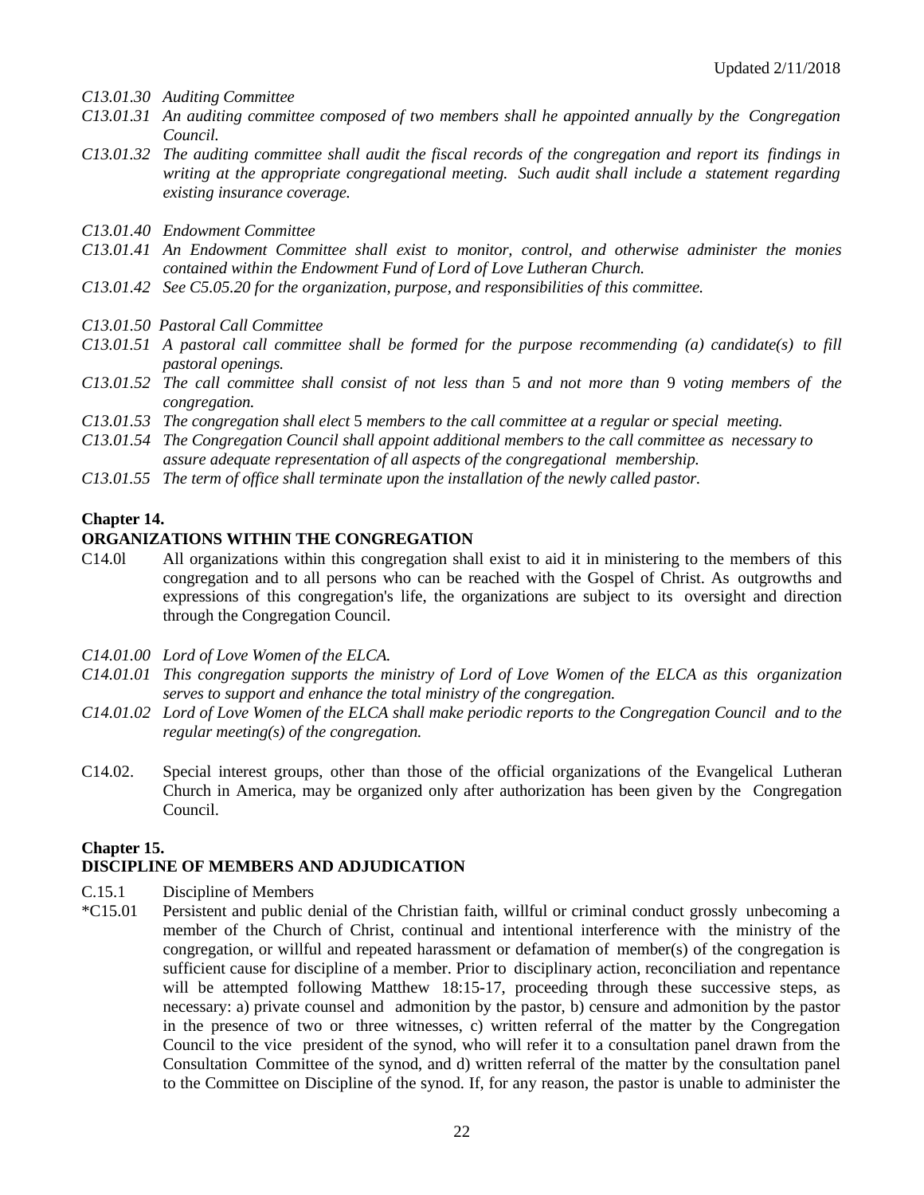*C13.01.30 Auditing Committee*

*C13.01.31 An auditing committee composed of two members shall he appointed annually by the Congregation Council.*

*C13.01.32 The auditing committee shall audit the fiscal records of the congregation and report its findings in writing at the appropriate congregational meeting. Such audit shall include a statement regarding existing insurance coverage.*

*C13.01.40 Endowment Committee*

*C13.01.41 An Endowment Committee shall exist to monitor, control, and otherwise administer the monies contained within the Endowment Fund of Lord of Love Lutheran Church.*

*C13.01.42 See C5.05.20 for the organization, purpose, and responsibilities of this committee.*

*C13.01.50 Pastoral Call Committee*

*C13.01.51 A pastoral call committee shall be formed for the purpose recommending (a) candidate(s) to fill pastoral openings.*

*C13.01.52 The call committee shall consist of not less than* 5 *and not more than* 9 *voting members of the congregation.*

*C13.01.53 The congregation shall elect* 5 *members to the call committee at a regular or special meeting.*

*C13.01.54 The Congregation Council shall appoint additional members to the call committee as necessary to assure adequate representation of all aspects of the congregational membership.*

*C13.01.55 The term of office shall terminate upon the installation of the newly called pastor.*

**Chapter 14.**

**ORGANIZATIONS WITHIN THE CONGREGATION**

C14.0l All organizations within this congregation shall exist to aid it in ministering to the members of this congregation and to all persons who can be reached with the Gospel of Christ. As outgrowths and expressions of this congregation's life, the organizations are subject to its oversight and direction through the Congregation Council.

*C14.01.00 Lord of Love Women of the ELCA.*

*C14.01.01 This congregation supports the ministry of Lord of Love Women of the ELCA as this organization serves to support and enhance the total ministry of the congregation.*

*C14.01.02 Lord of Love Women of the ELCA shall make periodic reports to the Congregation Council and to the regular meeting(s) of the congregation.*

C14.02. Special interest groups, other than those of the official organizations of the Evangelical Lutheran Church in America, may be organized only after authorization has been given by the Congregation Council.

**Chapter 15.**

**DISCIPLINE OF MEMBERS AND ADJUDICATION**

C.15.1 Discipline of Members

*C15.01 Persistent and public denial of the Christian faith, willful or criminal conduct grossly unbecoming a member of the Church of Christ, continual and intentional interference with the ministry of the congregation, or willful and repeated harassment or defamation of member(s) of the congregation is sufficient cause for discipline of a member. Prior to disciplinary action, reconciliation and repentance will be attempted following Matthew 18:15-17, proceeding through these successive steps, as necessary: a) private counsel and admonition by the pastor, b) censure and admonition by the pastor in the presence of two or three witnesses, c) written referral of the matter by the Congregation Council to the vice president of the synod, who will refer it to a consultation panel drawn from the Consultation Committee of the synod, and d) written referral of the matter by the consultation panel to the Committee on Discipline of the synod. If, for any reason, the pastor is unable to administer the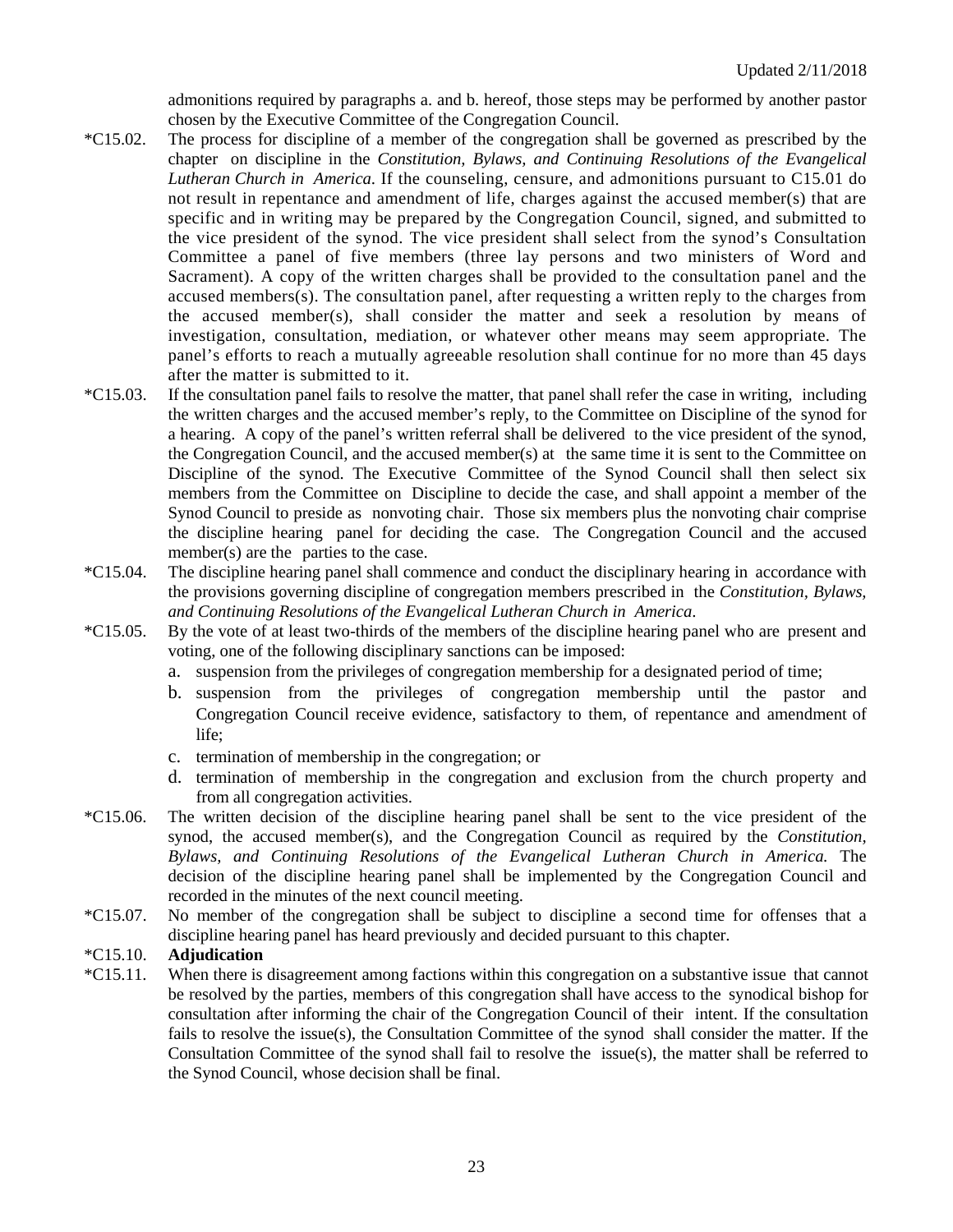admonitions required by paragraphs a. and b. hereof, those steps may be performed by another pastor chosen by the Executive Committee of the Congregation Council.

*C15.02. The process for discipline of a member of the congregation shall be governed as prescribed by the chapter on discipline in the *Constitution, Bylaws, and Continuing Resolutions of the Evangelical Lutheran Church in America*. If the counseling, censure, and admonitions pursuant to C15.01 do not result in repentance and amendment of life, charges against the accused member(s) that are specific and in writing may be prepared by the Congregation Council, signed, and submitted to the vice president of the synod. The vice president shall select from the synod's Consultation Committee a panel of five members (three lay persons and two ministers of Word and Sacrament). A copy of the written charges shall be provided to the consultation panel and the accused members(s). The consultation panel, after requesting a written reply to the charges from the accused member(s), shall consider the matter and seek a resolution by means of investigation, consultation, mediation, or whatever other means may seem appropriate. The panel's efforts to reach a mutually agreeable resolution shall continue for no more than 45 days after the matter is submitted to it.

*C15.03. If the consultation panel fails to resolve the matter, that panel shall refer the case in writing, including the written charges and the accused member's reply, to the Committee on Discipline of the synod for a hearing. A copy of the panel's written referral shall be delivered to the vice president of the synod, the Congregation Council, and the accused member(s) at the same time it is sent to the Committee on Discipline of the synod. The Executive Committee of the Synod Council shall then select six members from the Committee on Discipline to decide the case, and shall appoint a member of the Synod Council to preside as nonvoting chair. Those six members plus the nonvoting chair comprise the discipline hearing panel for deciding the case. The Congregation Council and the accused member(s) are the parties to the case.

*C15.04. The discipline hearing panel shall commence and conduct the disciplinary hearing in accordance with the provisions governing discipline of congregation members prescribed in the *Constitution, Bylaws, and Continuing Resolutions of the Evangelical Lutheran Church in America*.

*C15.05. By the vote of at least two-thirds of the members of the discipline hearing panel who are present and voting, one of the following disciplinary sanctions can be imposed:

a. suspension from the privileges of congregation membership for a designated period of time;
b. suspension from the privileges of congregation membership until the pastor and Congregation Council receive evidence, satisfactory to them, of repentance and amendment of life;
c. termination of membership in the congregation; or
d. termination of membership in the congregation and exclusion from the church property and from all congregation activities.

*C15.06. The written decision of the discipline hearing panel shall be sent to the vice president of the synod, the accused member(s), and the Congregation Council as required by the *Constitution, Bylaws, and Continuing Resolutions of the Evangelical Lutheran Church in America.* The decision of the discipline hearing panel shall be implemented by the Congregation Council and recorded in the minutes of the next council meeting.

*C15.07. No member of the congregation shall be subject to discipline a second time for offenses that a discipline hearing panel has heard previously and decided pursuant to this chapter.

*C15.10. **Adjudication**

*C15.11. When there is disagreement among factions within this congregation on a substantive issue that cannot be resolved by the parties, members of this congregation shall have access to the synodical bishop for consultation after informing the chair of the Congregation Council of their intent. If the consultation fails to resolve the issue(s), the Consultation Committee of the synod shall consider the matter. If the Consultation Committee of the synod shall fail to resolve the issue(s), the matter shall be referred to the Synod Council, whose decision shall be final.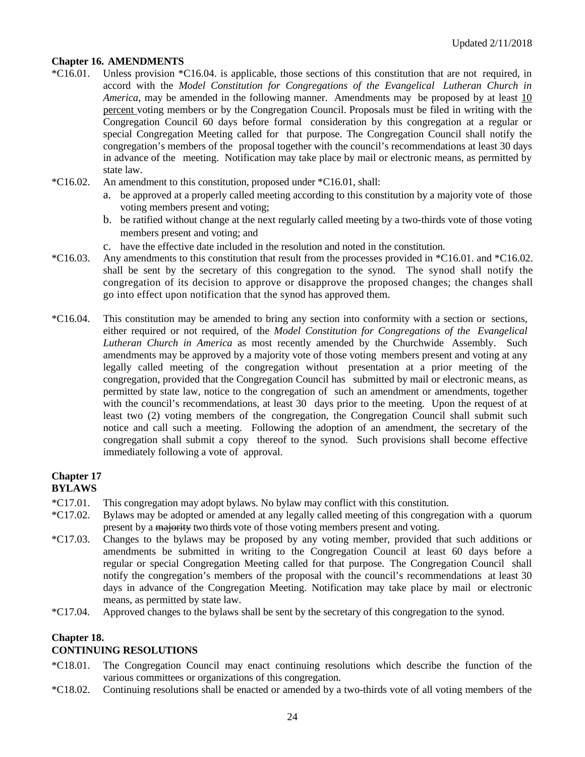## Chapter 16. AMENDMENTS

*C16.01. Unless provision *C16.04. is applicable, those sections of this constitution that are not required, in accord with the *Model Constitution for Congregations of the Evangelical Lutheran Church in America*, may be amended in the following manner. Amendments may be proposed by at least <u>10 percent</u> voting members or by the Congregation Council. Proposals must be filed in writing with the Congregation Council 60 days before formal consideration by this congregation at a regular or special Congregation Meeting called for that purpose. The Congregation Council shall notify the congregation's members of the proposal together with the council's recommendations at least 30 days in advance of the meeting. Notification may take place by mail or electronic means, as permitted by state law.

*C16.02. An amendment to this constitution, proposed under *C16.01, shall:

a. be approved at a properly called meeting according to this constitution by a majority vote of those voting members present and voting;
b. be ratified without change at the next regularly called meeting by a two-thirds vote of those voting members present and voting; and
c. have the effective date included in the resolution and noted in the constitution.

*C16.03. Any amendments to this constitution that result from the processes provided in *C16.01. and *C16.02. shall be sent by the secretary of this congregation to the synod. The synod shall notify the congregation of its decision to approve or disapprove the proposed changes; the changes shall go into effect upon notification that the synod has approved them.

*C16.04. This constitution may be amended to bring any section into conformity with a section or sections, either required or not required, of the *Model Constitution for Congregations of the Evangelical Lutheran Church in America* as most recently amended by the Churchwide Assembly. Such amendments may be approved by a majority vote of those voting members present and voting at any legally called meeting of the congregation without presentation at a prior meeting of the congregation, provided that the Congregation Council has submitted by mail or electronic means, as permitted by state law, notice to the congregation of such an amendment or amendments, together with the council's recommendations, at least 30 days prior to the meeting. Upon the request of at least two (2) voting members of the congregation, the Congregation Council shall submit such notice and call such a meeting. Following the adoption of an amendment, the secretary of the congregation shall submit a copy thereof to the synod. Such provisions shall become effective immediately following a vote of approval.

## Chapter 17
## BYLAWS

*C17.01. This congregation may adopt bylaws. No bylaw may conflict with this constitution.

*C17.02. Bylaws may be adopted or amended at any legally called meeting of this congregation with a quorum present by a ~~majority~~ two thirds vote of those voting members present and voting.

*C17.03. Changes to the bylaws may be proposed by any voting member, provided that such additions or amendments be submitted in writing to the Congregation Council at least 60 days before a regular or special Congregation Meeting called for that purpose. The Congregation Council shall notify the congregation's members of the proposal with the council's recommendations at least 30 days in advance of the Congregation Meeting. Notification may take place by mail or electronic means, as permitted by state law.

*C17.04. Approved changes to the bylaws shall be sent by the secretary of this congregation to the synod.

## Chapter 18.
## CONTINUING RESOLUTIONS

*C18.01. The Congregation Council may enact continuing resolutions which describe the function of the various committees or organizations of this congregation.

*C18.02. Continuing resolutions shall be enacted or amended by a two-thirds vote of all voting members of the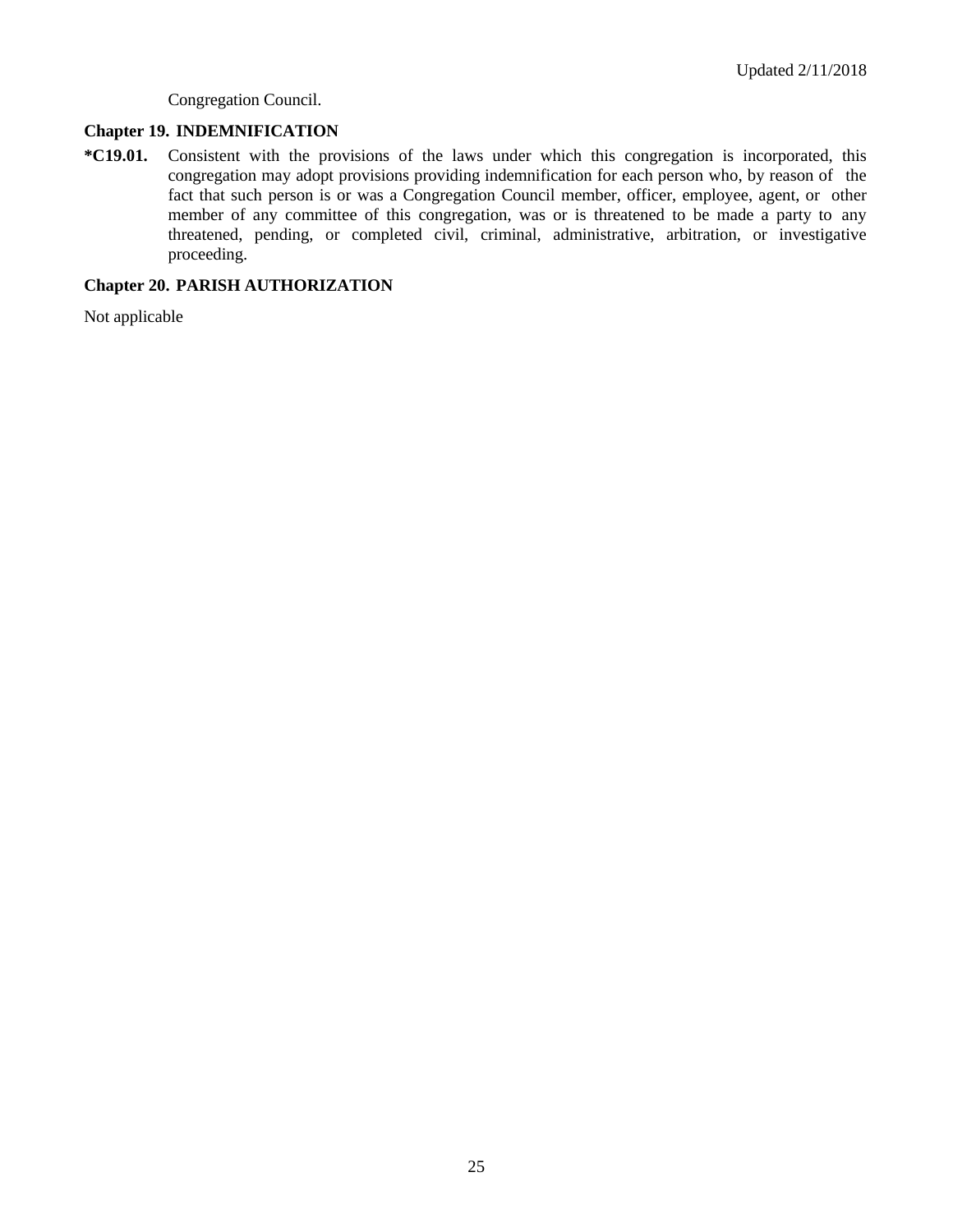Congregation Council.

## Chapter 19. INDEMNIFICATION

**\*C19.01.** Consistent with the provisions of the laws under which this congregation is incorporated, this congregation may adopt provisions providing indemnification for each person who, by reason of the fact that such person is or was a Congregation Council member, officer, employee, agent, or other member of any committee of this congregation, was or is threatened to be made a party to any threatened, pending, or completed civil, criminal, administrative, arbitration, or investigative proceeding.

## Chapter 20. PARISH AUTHORIZATION

Not applicable